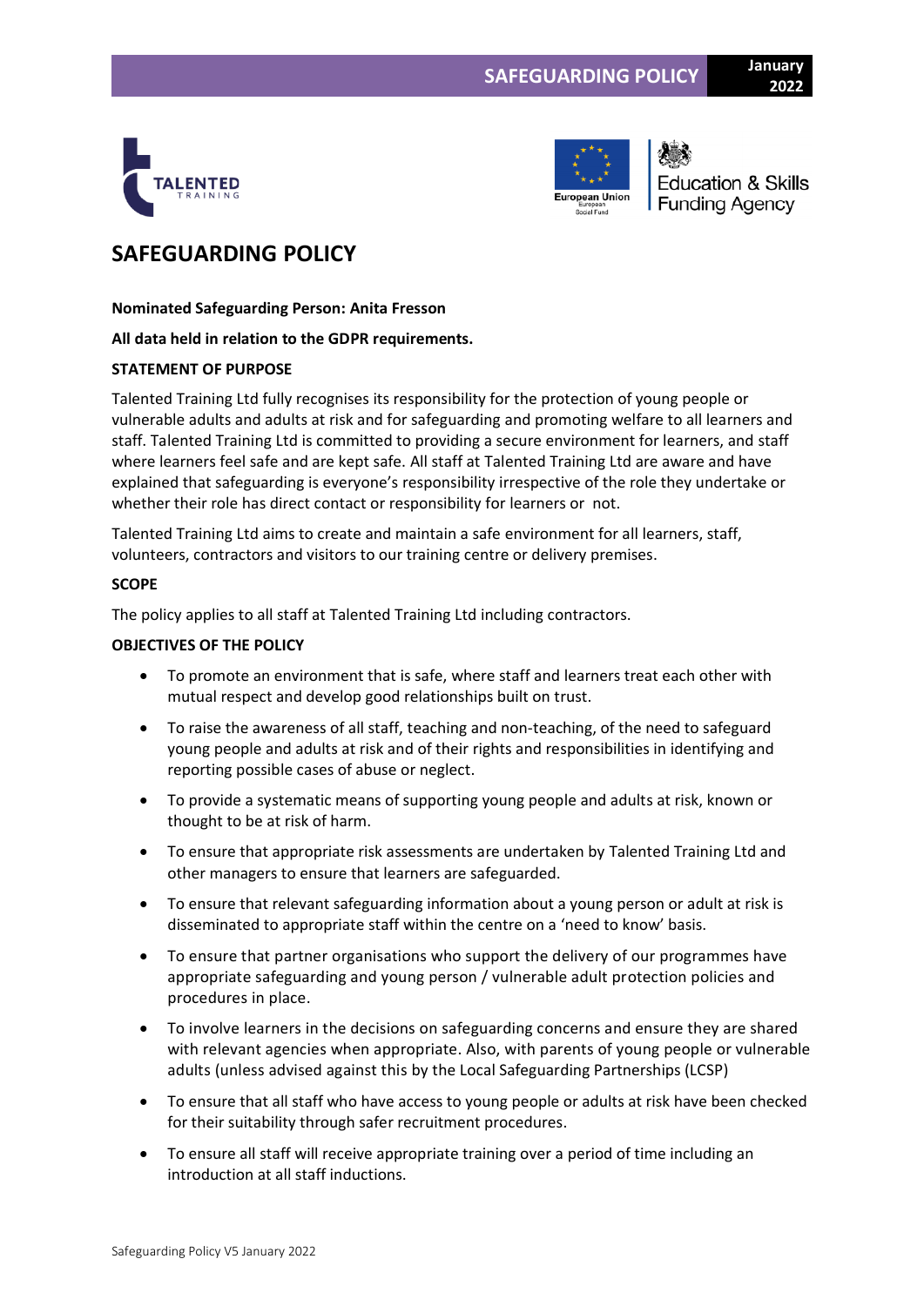# SAFEGUARDING POLICY

**Nominated Safeguarding Person: Anita Fresson**

**All data held in relation to the GDPR requirements.**

**STATEMENT OF PURPOSE**

Talented Training Ltd fully recognises its responsibility for the protection of young people or vulnerable adults and adults at risk and for safeguarding and promoting welfare to all learners and staff. Talented Training Ltd is committed to providing a secure environment for learners, and staff where learners feel safe and are kept safe. All staff at Talented Training Ltd are aware and have explained that safeguarding is everyone's responsibility irrespective of the role they undertake or whether their role has direct contact or responsibility for learners or not.

Talented Training Ltd aims to create and maintain a safe environment for all learners, staff, volunteers, contractors and visitors to our training centre or delivery premises.

**SCOPE**

The policy applies to all staff at Talented Training Ltd including contractors.

**OBJECTIVES OF THE POLICY**

- To promote an environment that is safe, where staff and learners treat each other with mutual respect and develop good relationships built on trust.
- To raise the awareness of all staff, teaching and non-teaching, of the need to safeguard young people and adults at risk and of their rights and responsibilities in identifying and reporting possible cases of abuse or neglect.
- To provide a systematic means of supporting young people and adults at risk, known or thought to be at risk of harm.
- To ensure that appropriate risk assessments are undertaken by Talented Training Ltd and other managers to ensure that learners are safeguarded.
- To ensure that relevant safeguarding information about a young person or adult at risk is disseminated to appropriate staff within the centre on a 'need to know' basis.
- To ensure that partner organisations who support the delivery of our programmes have appropriate safeguarding and young person / vulnerable adult protection policies and procedures in place.
- To involve learners in the decisions on safeguarding concerns and ensure they are shared with relevant agencies when appropriate. Also, with parents of young people or vulnerable adults (unless advised against this by the Local Safeguarding Partnerships (LCSP)
- To ensure that all staff who have access to young people or adults at risk have been checked for their suitability through safer recruitment procedures.
- To ensure all staff will receive appropriate training over a period of time including an introduction at all staff inductions.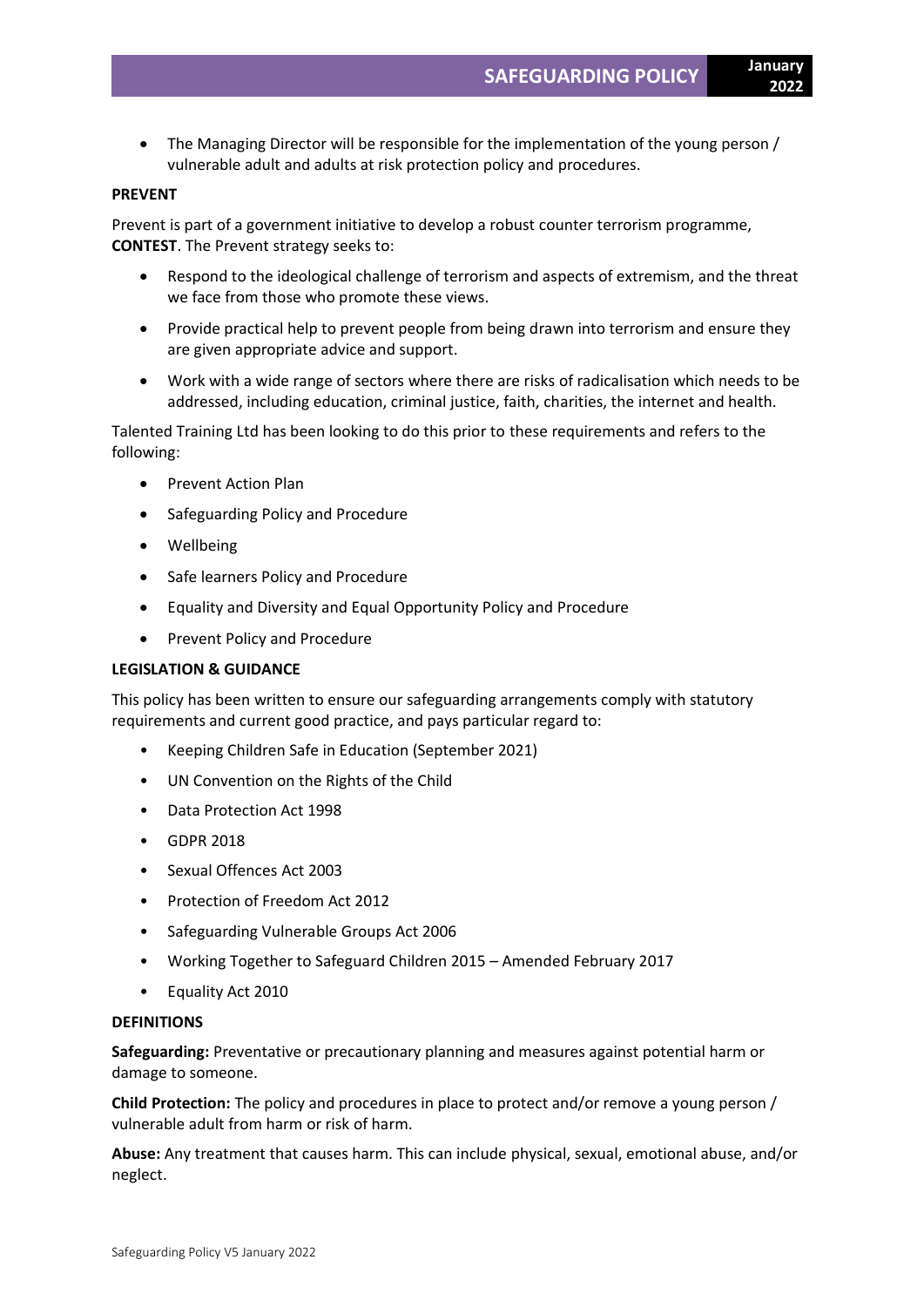- The Managing Director will be responsible for the implementation of the young person / vulnerable adult and adults at risk protection policy and procedures.

**PREVENT**

Prevent is part of a government initiative to develop a robust counter terrorism programme, **CONTEST**. The Prevent strategy seeks to:

- Respond to the ideological challenge of terrorism and aspects of extremism, and the threat we face from those who promote these views.
- Provide practical help to prevent people from being drawn into terrorism and ensure they are given appropriate advice and support.
- Work with a wide range of sectors where there are risks of radicalisation which needs to be addressed, including education, criminal justice, faith, charities, the internet and health.

Talented Training Ltd has been looking to do this prior to these requirements and refers to the following:

- Prevent Action Plan
- Safeguarding Policy and Procedure
- Wellbeing
- Safe learners Policy and Procedure
- Equality and Diversity and Equal Opportunity Policy and Procedure
- Prevent Policy and Procedure

**LEGISLATION & GUIDANCE**

This policy has been written to ensure our safeguarding arrangements comply with statutory requirements and current good practice, and pays particular regard to:

- Keeping Children Safe in Education (September 2021)
- UN Convention on the Rights of the Child
- Data Protection Act 1998
- GDPR 2018
- Sexual Offences Act 2003
- Protection of Freedom Act 2012
- Safeguarding Vulnerable Groups Act 2006
- Working Together to Safeguard Children 2015 – Amended February 2017
- Equality Act 2010

**DEFINITIONS**

**Safeguarding:** Preventative or precautionary planning and measures against potential harm or damage to someone.

**Child Protection:** The policy and procedures in place to protect and/or remove a young person / vulnerable adult from harm or risk of harm.

**Abuse:** Any treatment that causes harm. This can include physical, sexual, emotional abuse, and/or neglect.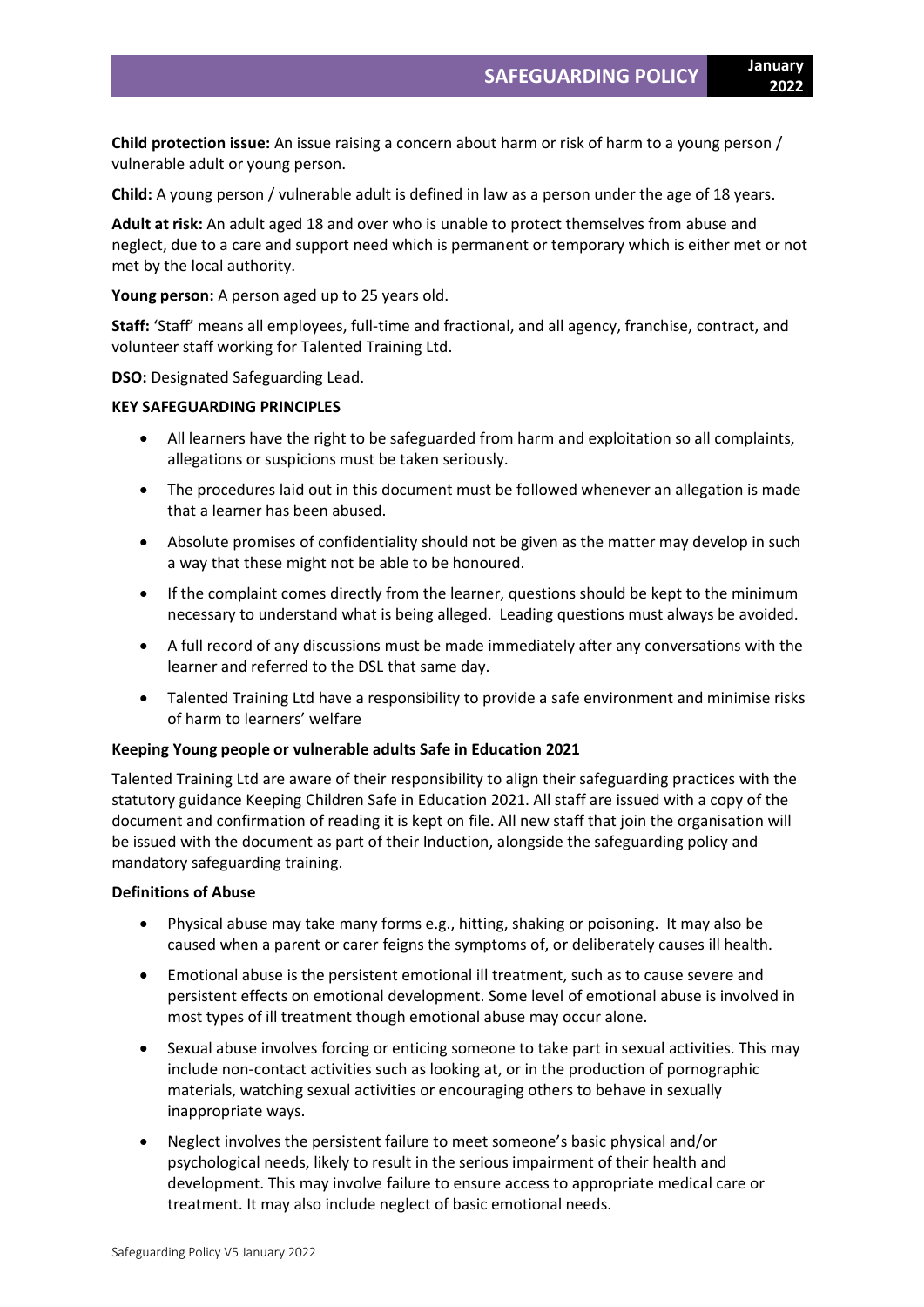**Child protection issue:** An issue raising a concern about harm or risk of harm to a young person / vulnerable adult or young person.

**Child:** A young person / vulnerable adult is defined in law as a person under the age of 18 years.

**Adult at risk:** An adult aged 18 and over who is unable to protect themselves from abuse and neglect, due to a care and support need which is permanent or temporary which is either met or not met by the local authority.

**Young person:** A person aged up to 25 years old.

**Staff:** 'Staff' means all employees, full-time and fractional, and all agency, franchise, contract, and volunteer staff working for Talented Training Ltd.

**DSO:** Designated Safeguarding Lead.

**KEY SAFEGUARDING PRINCIPLES**

- All learners have the right to be safeguarded from harm and exploitation so all complaints, allegations or suspicions must be taken seriously.
- The procedures laid out in this document must be followed whenever an allegation is made that a learner has been abused.
- Absolute promises of confidentiality should not be given as the matter may develop in such a way that these might not be able to be honoured.
- If the complaint comes directly from the learner, questions should be kept to the minimum necessary to understand what is being alleged. Leading questions must always be avoided.
- A full record of any discussions must be made immediately after any conversations with the learner and referred to the DSL that same day.
- Talented Training Ltd have a responsibility to provide a safe environment and minimise risks of harm to learners' welfare

**Keeping Young people or vulnerable adults Safe in Education 2021**

Talented Training Ltd are aware of their responsibility to align their safeguarding practices with the statutory guidance Keeping Children Safe in Education 2021. All staff are issued with a copy of the document and confirmation of reading it is kept on file. All new staff that join the organisation will be issued with the document as part of their Induction, alongside the safeguarding policy and mandatory safeguarding training.

**Definitions of Abuse**

- Physical abuse may take many forms e.g., hitting, shaking or poisoning. It may also be caused when a parent or carer feigns the symptoms of, or deliberately causes ill health.
- Emotional abuse is the persistent emotional ill treatment, such as to cause severe and persistent effects on emotional development. Some level of emotional abuse is involved in most types of ill treatment though emotional abuse may occur alone.
- Sexual abuse involves forcing or enticing someone to take part in sexual activities. This may include non-contact activities such as looking at, or in the production of pornographic materials, watching sexual activities or encouraging others to behave in sexually inappropriate ways.
- Neglect involves the persistent failure to meet someone's basic physical and/or psychological needs, likely to result in the serious impairment of their health and development. This may involve failure to ensure access to appropriate medical care or treatment. It may also include neglect of basic emotional needs.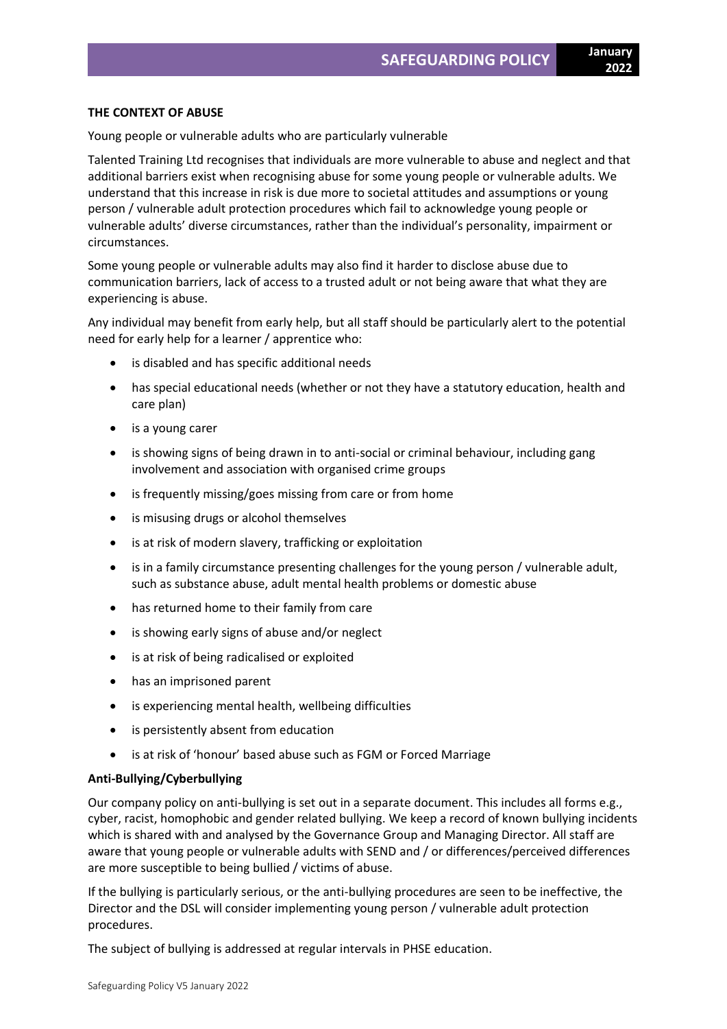**THE CONTEXT OF ABUSE**

Young people or vulnerable adults who are particularly vulnerable

Talented Training Ltd recognises that individuals are more vulnerable to abuse and neglect and that additional barriers exist when recognising abuse for some young people or vulnerable adults. We understand that this increase in risk is due more to societal attitudes and assumptions or young person / vulnerable adult protection procedures which fail to acknowledge young people or vulnerable adults' diverse circumstances, rather than the individual's personality, impairment or circumstances.

Some young people or vulnerable adults may also find it harder to disclose abuse due to communication barriers, lack of access to a trusted adult or not being aware that what they are experiencing is abuse.

Any individual may benefit from early help, but all staff should be particularly alert to the potential need for early help for a learner / apprentice who:

- is disabled and has specific additional needs
- has special educational needs (whether or not they have a statutory education, health and care plan)
- is a young carer
- is showing signs of being drawn in to anti-social or criminal behaviour, including gang involvement and association with organised crime groups
- is frequently missing/goes missing from care or from home
- is misusing drugs or alcohol themselves
- is at risk of modern slavery, trafficking or exploitation
- is in a family circumstance presenting challenges for the young person / vulnerable adult, such as substance abuse, adult mental health problems or domestic abuse
- has returned home to their family from care
- is showing early signs of abuse and/or neglect
- is at risk of being radicalised or exploited
- has an imprisoned parent
- is experiencing mental health, wellbeing difficulties
- is persistently absent from education
- is at risk of 'honour' based abuse such as FGM or Forced Marriage

**Anti-Bullying/Cyberbullying**

Our company policy on anti-bullying is set out in a separate document. This includes all forms e.g., cyber, racist, homophobic and gender related bullying. We keep a record of known bullying incidents which is shared with and analysed by the Governance Group and Managing Director. All staff are aware that young people or vulnerable adults with SEND and / or differences/perceived differences are more susceptible to being bullied / victims of abuse.

If the bullying is particularly serious, or the anti-bullying procedures are seen to be ineffective, the Director and the DSL will consider implementing young person / vulnerable adult protection procedures.

The subject of bullying is addressed at regular intervals in PHSE education.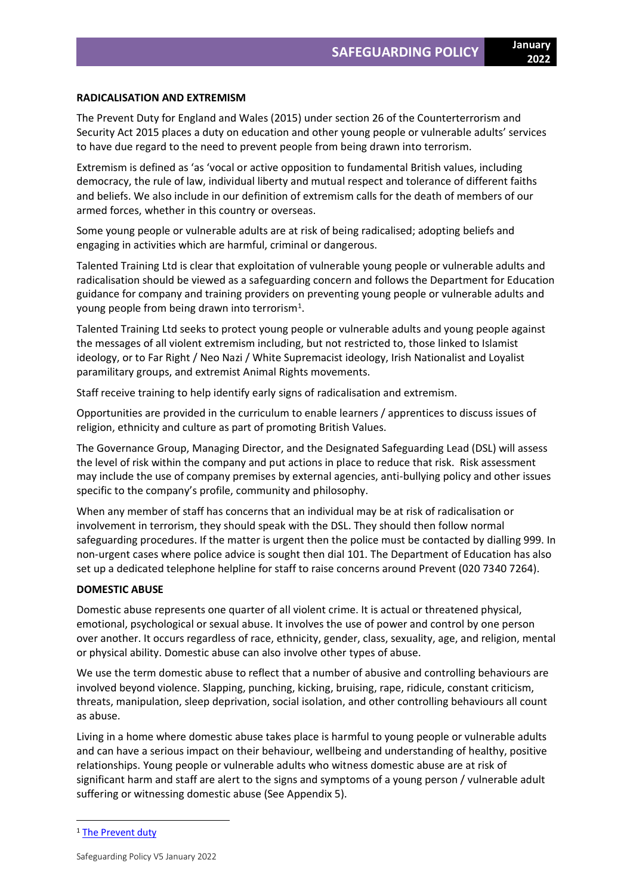## RADICALISATION AND EXTREMISM

The Prevent Duty for England and Wales (2015) under section 26 of the Counterterrorism and Security Act 2015 places a duty on education and other young people or vulnerable adults' services to have due regard to the need to prevent people from being drawn into terrorism.

Extremism is defined as 'as 'vocal or active opposition to fundamental British values, including democracy, the rule of law, individual liberty and mutual respect and tolerance of different faiths and beliefs. We also include in our definition of extremism calls for the death of members of our armed forces, whether in this country or overseas.

Some young people or vulnerable adults are at risk of being radicalised; adopting beliefs and engaging in activities which are harmful, criminal or dangerous.

Talented Training Ltd is clear that exploitation of vulnerable young people or vulnerable adults and radicalisation should be viewed as a safeguarding concern and follows the Department for Education guidance for company and training providers on preventing young people or vulnerable adults and young people from being drawn into terrorism[1].

Talented Training Ltd seeks to protect young people or vulnerable adults and young people against the messages of all violent extremism including, but not restricted to, those linked to Islamist ideology, or to Far Right / Neo Nazi / White Supremacist ideology, Irish Nationalist and Loyalist paramilitary groups, and extremist Animal Rights movements.

Staff receive training to help identify early signs of radicalisation and extremism.

Opportunities are provided in the curriculum to enable learners / apprentices to discuss issues of religion, ethnicity and culture as part of promoting British Values.

The Governance Group, Managing Director, and the Designated Safeguarding Lead (DSL) will assess the level of risk within the company and put actions in place to reduce that risk. Risk assessment may include the use of company premises by external agencies, anti-bullying policy and other issues specific to the company's profile, community and philosophy.

When any member of staff has concerns that an individual may be at risk of radicalisation or involvement in terrorism, they should speak with the DSL. They should then follow normal safeguarding procedures. If the matter is urgent then the police must be contacted by dialling 999. In non-urgent cases where police advice is sought then dial 101. The Department of Education has also set up a dedicated telephone helpline for staff to raise concerns around Prevent (020 7340 7264).

## DOMESTIC ABUSE

Domestic abuse represents one quarter of all violent crime. It is actual or threatened physical, emotional, psychological or sexual abuse. It involves the use of power and control by one person over another. It occurs regardless of race, ethnicity, gender, class, sexuality, age, and religion, mental or physical ability. Domestic abuse can also involve other types of abuse.

We use the term domestic abuse to reflect that a number of abusive and controlling behaviours are involved beyond violence. Slapping, punching, kicking, bruising, rape, ridicule, constant criticism, threats, manipulation, sleep deprivation, social isolation, and other controlling behaviours all count as abuse.

Living in a home where domestic abuse takes place is harmful to young people or vulnerable adults and can have a serious impact on their behaviour, wellbeing and understanding of healthy, positive relationships. Young people or vulnerable adults who witness domestic abuse are at risk of significant harm and staff are alert to the signs and symptoms of a young person / vulnerable adult suffering or witnessing domestic abuse (See Appendix 5).

[1] The Prevent duty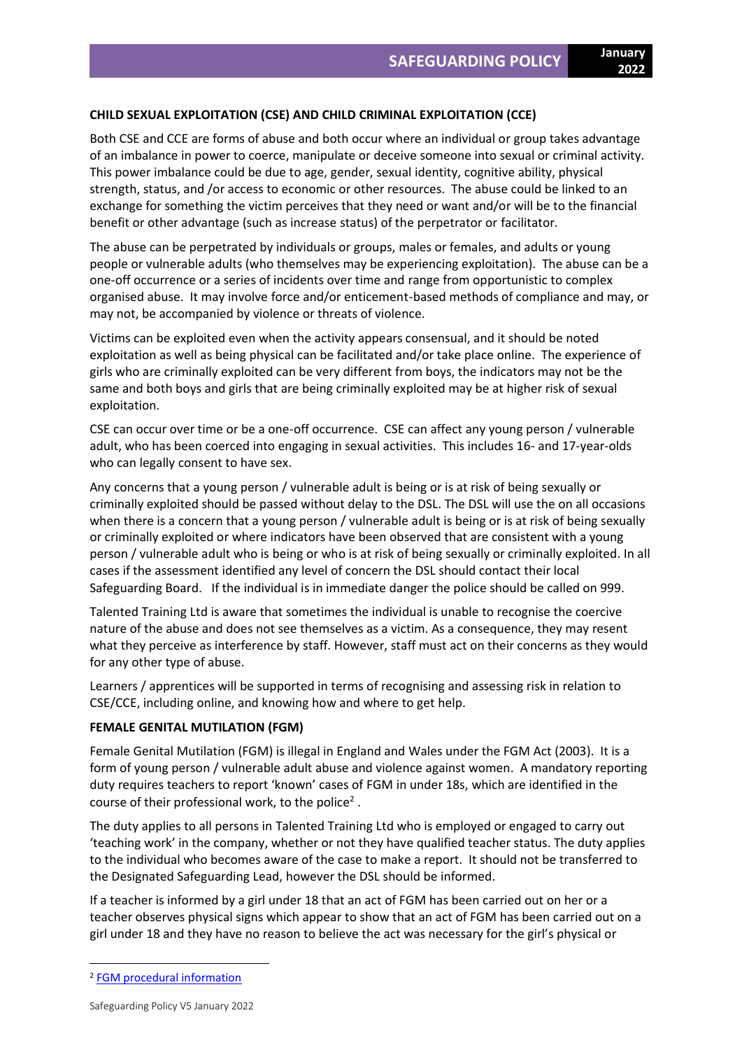**CHILD SEXUAL EXPLOITATION (CSE) AND CHILD CRIMINAL EXPLOITATION (CCE)**

Both CSE and CCE are forms of abuse and both occur where an individual or group takes advantage of an imbalance in power to coerce, manipulate or deceive someone into sexual or criminal activity. This power imbalance could be due to age, gender, sexual identity, cognitive ability, physical strength, status, and /or access to economic or other resources. The abuse could be linked to an exchange for something the victim perceives that they need or want and/or will be to the financial benefit or other advantage (such as increase status) of the perpetrator or facilitator.

The abuse can be perpetrated by individuals or groups, males or females, and adults or young people or vulnerable adults (who themselves may be experiencing exploitation). The abuse can be a one-off occurrence or a series of incidents over time and range from opportunistic to complex organised abuse. It may involve force and/or enticement-based methods of compliance and may, or may not, be accompanied by violence or threats of violence.

Victims can be exploited even when the activity appears consensual, and it should be noted exploitation as well as being physical can be facilitated and/or take place online. The experience of girls who are criminally exploited can be very different from boys, the indicators may not be the same and both boys and girls that are being criminally exploited may be at higher risk of sexual exploitation.

CSE can occur over time or be a one-off occurrence. CSE can affect any young person / vulnerable adult, who has been coerced into engaging in sexual activities. This includes 16- and 17-year-olds who can legally consent to have sex.

Any concerns that a young person / vulnerable adult is being or is at risk of being sexually or criminally exploited should be passed without delay to the DSL. The DSL will use the on all occasions when there is a concern that a young person / vulnerable adult is being or is at risk of being sexually or criminally exploited or where indicators have been observed that are consistent with a young person / vulnerable adult who is being or who is at risk of being sexually or criminally exploited. In all cases if the assessment identified any level of concern the DSL should contact their local Safeguarding Board. If the individual is in immediate danger the police should be called on 999.

Talented Training Ltd is aware that sometimes the individual is unable to recognise the coercive nature of the abuse and does not see themselves as a victim. As a consequence, they may resent what they perceive as interference by staff. However, staff must act on their concerns as they would for any other type of abuse.

Learners / apprentices will be supported in terms of recognising and assessing risk in relation to CSE/CCE, including online, and knowing how and where to get help.

**FEMALE GENITAL MUTILATION (FGM)**

Female Genital Mutilation (FGM) is illegal in England and Wales under the FGM Act (2003). It is a form of young person / vulnerable adult abuse and violence against women. A mandatory reporting duty requires teachers to report 'known' cases of FGM in under 18s, which are identified in the course of their professional work, to the police[2] .

The duty applies to all persons in Talented Training Ltd who is employed or engaged to carry out 'teaching work' in the company, whether or not they have qualified teacher status. The duty applies to the individual who becomes aware of the case to make a report. It should not be transferred to the Designated Safeguarding Lead, however the DSL should be informed.

If a teacher is informed by a girl under 18 that an act of FGM has been carried out on her or a teacher observes physical signs which appear to show that an act of FGM has been carried out on a girl under 18 and they have no reason to believe the act was necessary for the girl's physical or

[2] FGM procedural information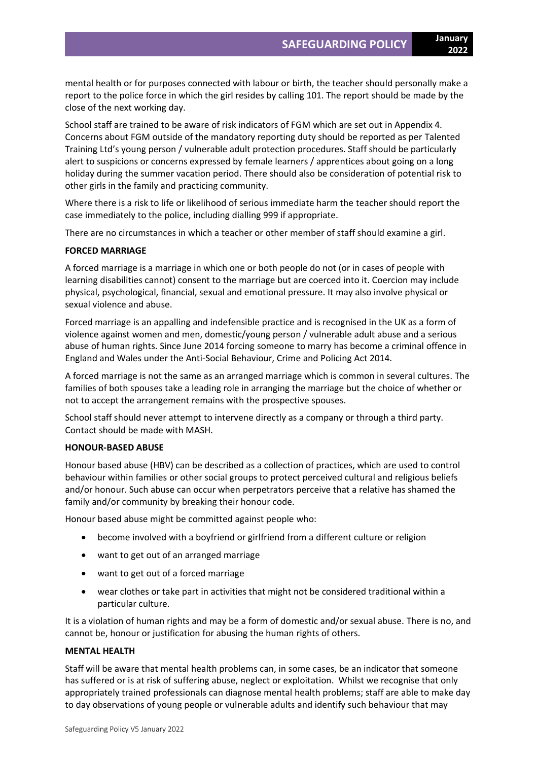mental health or for purposes connected with labour or birth, the teacher should personally make a report to the police force in which the girl resides by calling 101. The report should be made by the close of the next working day.

School staff are trained to be aware of risk indicators of FGM which are set out in Appendix 4. Concerns about FGM outside of the mandatory reporting duty should be reported as per Talented Training Ltd's young person / vulnerable adult protection procedures. Staff should be particularly alert to suspicions or concerns expressed by female learners / apprentices about going on a long holiday during the summer vacation period. There should also be consideration of potential risk to other girls in the family and practicing community.

Where there is a risk to life or likelihood of serious immediate harm the teacher should report the case immediately to the police, including dialling 999 if appropriate.

There are no circumstances in which a teacher or other member of staff should examine a girl.

**FORCED MARRIAGE**

A forced marriage is a marriage in which one or both people do not (or in cases of people with learning disabilities cannot) consent to the marriage but are coerced into it. Coercion may include physical, psychological, financial, sexual and emotional pressure. It may also involve physical or sexual violence and abuse.

Forced marriage is an appalling and indefensible practice and is recognised in the UK as a form of violence against women and men, domestic/young person / vulnerable adult abuse and a serious abuse of human rights. Since June 2014 forcing someone to marry has become a criminal offence in England and Wales under the Anti-Social Behaviour, Crime and Policing Act 2014.

A forced marriage is not the same as an arranged marriage which is common in several cultures. The families of both spouses take a leading role in arranging the marriage but the choice of whether or not to accept the arrangement remains with the prospective spouses.

School staff should never attempt to intervene directly as a company or through a third party. Contact should be made with MASH.

**HONOUR-BASED ABUSE**

Honour based abuse (HBV) can be described as a collection of practices, which are used to control behaviour within families or other social groups to protect perceived cultural and religious beliefs and/or honour. Such abuse can occur when perpetrators perceive that a relative has shamed the family and/or community by breaking their honour code.

Honour based abuse might be committed against people who:

- become involved with a boyfriend or girlfriend from a different culture or religion
- want to get out of an arranged marriage
- want to get out of a forced marriage
- wear clothes or take part in activities that might not be considered traditional within a particular culture.

It is a violation of human rights and may be a form of domestic and/or sexual abuse. There is no, and cannot be, honour or justification for abusing the human rights of others.

**MENTAL HEALTH**

Staff will be aware that mental health problems can, in some cases, be an indicator that someone has suffered or is at risk of suffering abuse, neglect or exploitation. Whilst we recognise that only appropriately trained professionals can diagnose mental health problems; staff are able to make day to day observations of young people or vulnerable adults and identify such behaviour that may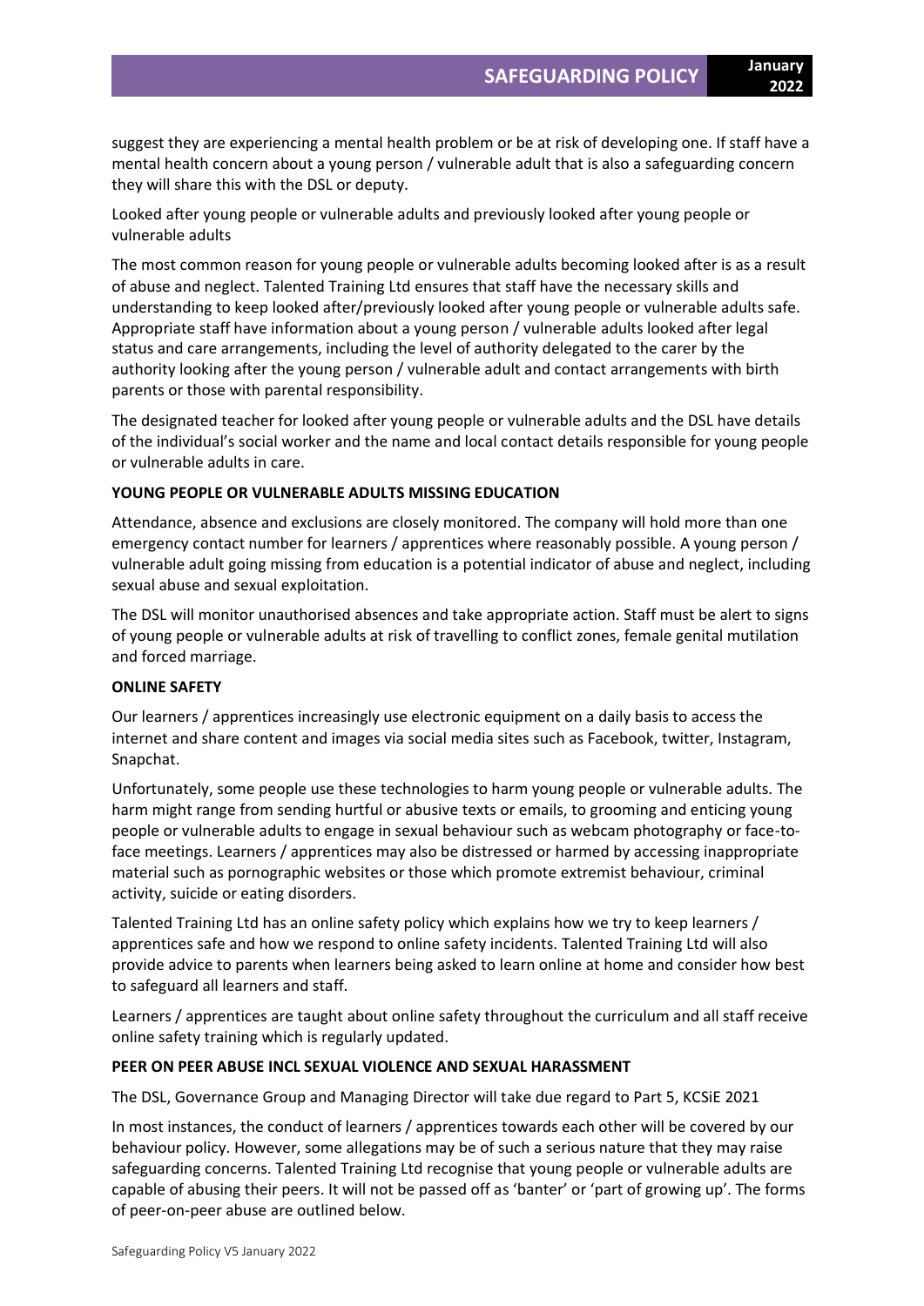suggest they are experiencing a mental health problem or be at risk of developing one. If staff have a mental health concern about a young person / vulnerable adult that is also a safeguarding concern they will share this with the DSL or deputy.

Looked after young people or vulnerable adults and previously looked after young people or vulnerable adults

The most common reason for young people or vulnerable adults becoming looked after is as a result of abuse and neglect. Talented Training Ltd ensures that staff have the necessary skills and understanding to keep looked after/previously looked after young people or vulnerable adults safe. Appropriate staff have information about a young person / vulnerable adults looked after legal status and care arrangements, including the level of authority delegated to the carer by the authority looking after the young person / vulnerable adult and contact arrangements with birth parents or those with parental responsibility.

The designated teacher for looked after young people or vulnerable adults and the DSL have details of the individual's social worker and the name and local contact details responsible for young people or vulnerable adults in care.

**YOUNG PEOPLE OR VULNERABLE ADULTS MISSING EDUCATION**

Attendance, absence and exclusions are closely monitored. The company will hold more than one emergency contact number for learners / apprentices where reasonably possible. A young person / vulnerable adult going missing from education is a potential indicator of abuse and neglect, including sexual abuse and sexual exploitation.

The DSL will monitor unauthorised absences and take appropriate action. Staff must be alert to signs of young people or vulnerable adults at risk of travelling to conflict zones, female genital mutilation and forced marriage.

**ONLINE SAFETY**

Our learners / apprentices increasingly use electronic equipment on a daily basis to access the internet and share content and images via social media sites such as Facebook, twitter, Instagram, Snapchat.

Unfortunately, some people use these technologies to harm young people or vulnerable adults. The harm might range from sending hurtful or abusive texts or emails, to grooming and enticing young people or vulnerable adults to engage in sexual behaviour such as webcam photography or face-to-face meetings. Learners / apprentices may also be distressed or harmed by accessing inappropriate material such as pornographic websites or those which promote extremist behaviour, criminal activity, suicide or eating disorders.

Talented Training Ltd has an online safety policy which explains how we try to keep learners / apprentices safe and how we respond to online safety incidents. Talented Training Ltd will also provide advice to parents when learners being asked to learn online at home and consider how best to safeguard all learners and staff.

Learners / apprentices are taught about online safety throughout the curriculum and all staff receive online safety training which is regularly updated.

**PEER ON PEER ABUSE INCL SEXUAL VIOLENCE AND SEXUAL HARASSMENT**

The DSL, Governance Group and Managing Director will take due regard to Part 5, KCSiE 2021

In most instances, the conduct of learners / apprentices towards each other will be covered by our behaviour policy. However, some allegations may be of such a serious nature that they may raise safeguarding concerns. Talented Training Ltd recognise that young people or vulnerable adults are capable of abusing their peers. It will not be passed off as 'banter' or 'part of growing up'. The forms of peer-on-peer abuse are outlined below.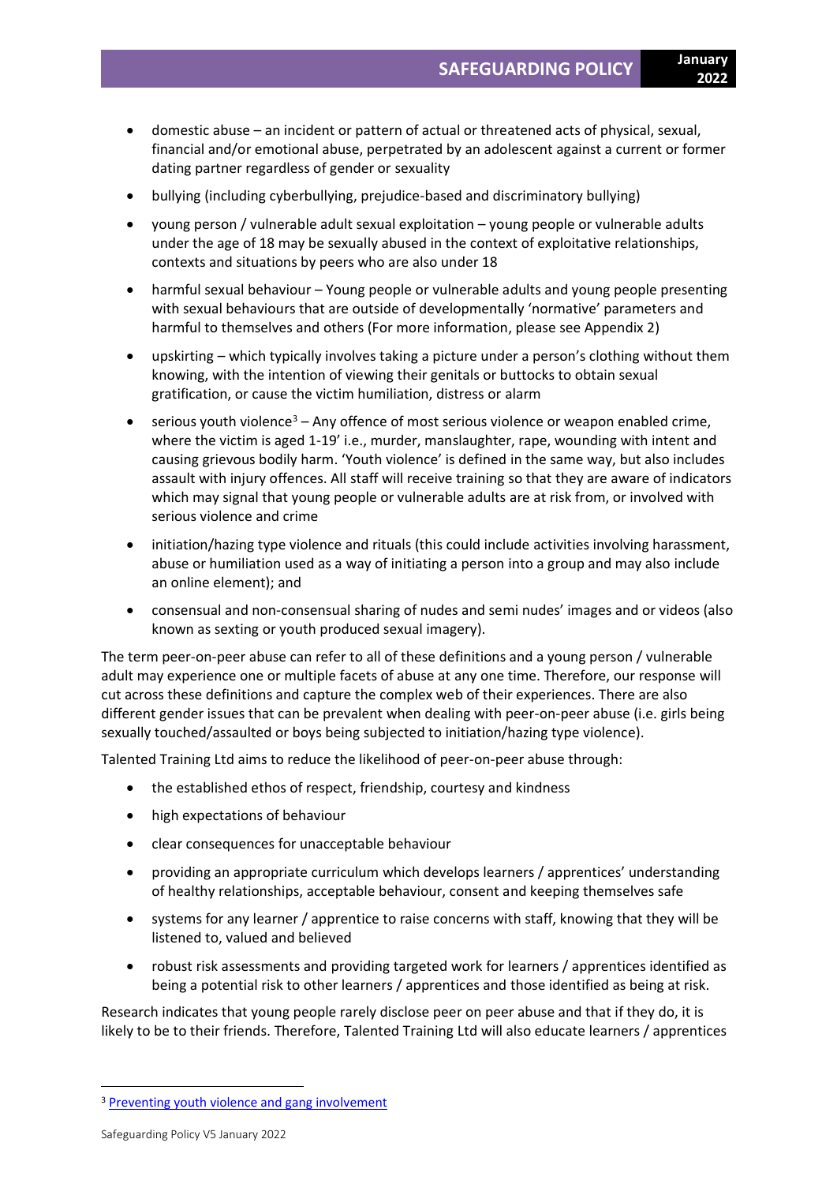- domestic abuse – an incident or pattern of actual or threatened acts of physical, sexual, financial and/or emotional abuse, perpetrated by an adolescent against a current or former dating partner regardless of gender or sexuality
- bullying (including cyberbullying, prejudice-based and discriminatory bullying)
- young person / vulnerable adult sexual exploitation – young people or vulnerable adults under the age of 18 may be sexually abused in the context of exploitative relationships, contexts and situations by peers who are also under 18
- harmful sexual behaviour – Young people or vulnerable adults and young people presenting with sexual behaviours that are outside of developmentally 'normative' parameters and harmful to themselves and others (For more information, please see Appendix 2)
- upskirting – which typically involves taking a picture under a person's clothing without them knowing, with the intention of viewing their genitals or buttocks to obtain sexual gratification, or cause the victim humiliation, distress or alarm
- serious youth violence[3] – Any offence of most serious violence or weapon enabled crime, where the victim is aged 1-19' i.e., murder, manslaughter, rape, wounding with intent and causing grievous bodily harm. 'Youth violence' is defined in the same way, but also includes assault with injury offences. All staff will receive training so that they are aware of indicators which may signal that young people or vulnerable adults are at risk from, or involved with serious violence and crime
- initiation/hazing type violence and rituals (this could include activities involving harassment, abuse or humiliation used as a way of initiating a person into a group and may also include an online element); and
- consensual and non-consensual sharing of nudes and semi nudes' images and or videos (also known as sexting or youth produced sexual imagery).

The term peer-on-peer abuse can refer to all of these definitions and a young person / vulnerable adult may experience one or multiple facets of abuse at any one time. Therefore, our response will cut across these definitions and capture the complex web of their experiences. There are also different gender issues that can be prevalent when dealing with peer-on-peer abuse (i.e. girls being sexually touched/assaulted or boys being subjected to initiation/hazing type violence).

Talented Training Ltd aims to reduce the likelihood of peer-on-peer abuse through:

- the established ethos of respect, friendship, courtesy and kindness
- high expectations of behaviour
- clear consequences for unacceptable behaviour
- providing an appropriate curriculum which develops learners / apprentices' understanding of healthy relationships, acceptable behaviour, consent and keeping themselves safe
- systems for any learner / apprentice to raise concerns with staff, knowing that they will be listened to, valued and believed
- robust risk assessments and providing targeted work for learners / apprentices identified as being a potential risk to other learners / apprentices and those identified as being at risk.

Research indicates that young people rarely disclose peer on peer abuse and that if they do, it is likely to be to their friends. Therefore, Talented Training Ltd will also educate learners / apprentices

[3] Preventing youth violence and gang involvement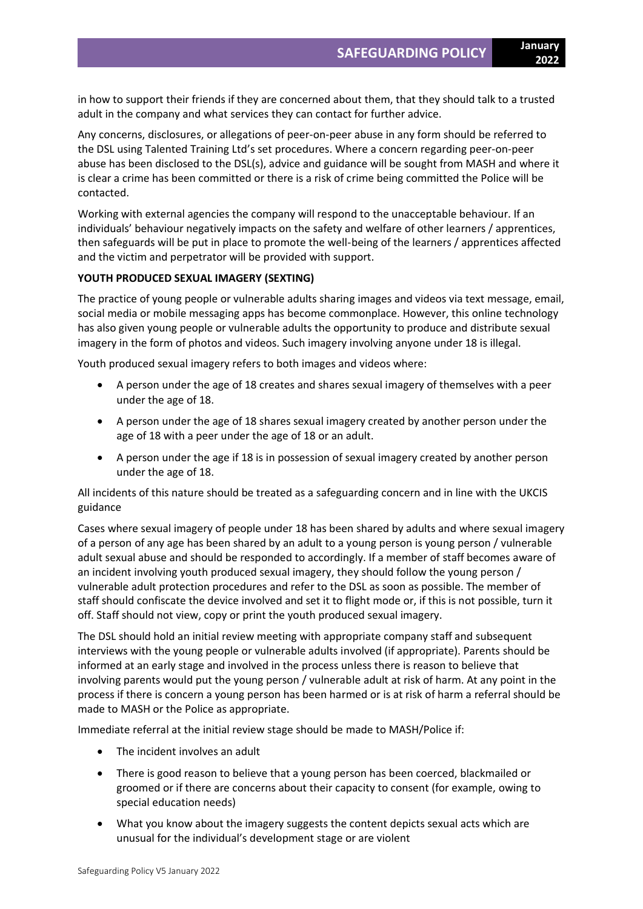in how to support their friends if they are concerned about them, that they should talk to a trusted adult in the company and what services they can contact for further advice.

Any concerns, disclosures, or allegations of peer-on-peer abuse in any form should be referred to the DSL using Talented Training Ltd's set procedures. Where a concern regarding peer-on-peer abuse has been disclosed to the DSL(s), advice and guidance will be sought from MASH and where it is clear a crime has been committed or there is a risk of crime being committed the Police will be contacted.

Working with external agencies the company will respond to the unacceptable behaviour. If an individuals' behaviour negatively impacts on the safety and welfare of other learners / apprentices, then safeguards will be put in place to promote the well-being of the learners / apprentices affected and the victim and perpetrator will be provided with support.

**YOUTH PRODUCED SEXUAL IMAGERY (SEXTING)**

The practice of young people or vulnerable adults sharing images and videos via text message, email, social media or mobile messaging apps has become commonplace. However, this online technology has also given young people or vulnerable adults the opportunity to produce and distribute sexual imagery in the form of photos and videos. Such imagery involving anyone under 18 is illegal.

Youth produced sexual imagery refers to both images and videos where:

- A person under the age of 18 creates and shares sexual imagery of themselves with a peer under the age of 18.
- A person under the age of 18 shares sexual imagery created by another person under the age of 18 with a peer under the age of 18 or an adult.
- A person under the age if 18 is in possession of sexual imagery created by another person under the age of 18.

All incidents of this nature should be treated as a safeguarding concern and in line with the UKCIS guidance

Cases where sexual imagery of people under 18 has been shared by adults and where sexual imagery of a person of any age has been shared by an adult to a young person is young person / vulnerable adult sexual abuse and should be responded to accordingly. If a member of staff becomes aware of an incident involving youth produced sexual imagery, they should follow the young person / vulnerable adult protection procedures and refer to the DSL as soon as possible. The member of staff should confiscate the device involved and set it to flight mode or, if this is not possible, turn it off. Staff should not view, copy or print the youth produced sexual imagery.

The DSL should hold an initial review meeting with appropriate company staff and subsequent interviews with the young people or vulnerable adults involved (if appropriate). Parents should be informed at an early stage and involved in the process unless there is reason to believe that involving parents would put the young person / vulnerable adult at risk of harm. At any point in the process if there is concern a young person has been harmed or is at risk of harm a referral should be made to MASH or the Police as appropriate.

Immediate referral at the initial review stage should be made to MASH/Police if:

- The incident involves an adult
- There is good reason to believe that a young person has been coerced, blackmailed or groomed or if there are concerns about their capacity to consent (for example, owing to special education needs)
- What you know about the imagery suggests the content depicts sexual acts which are unusual for the individual's development stage or are violent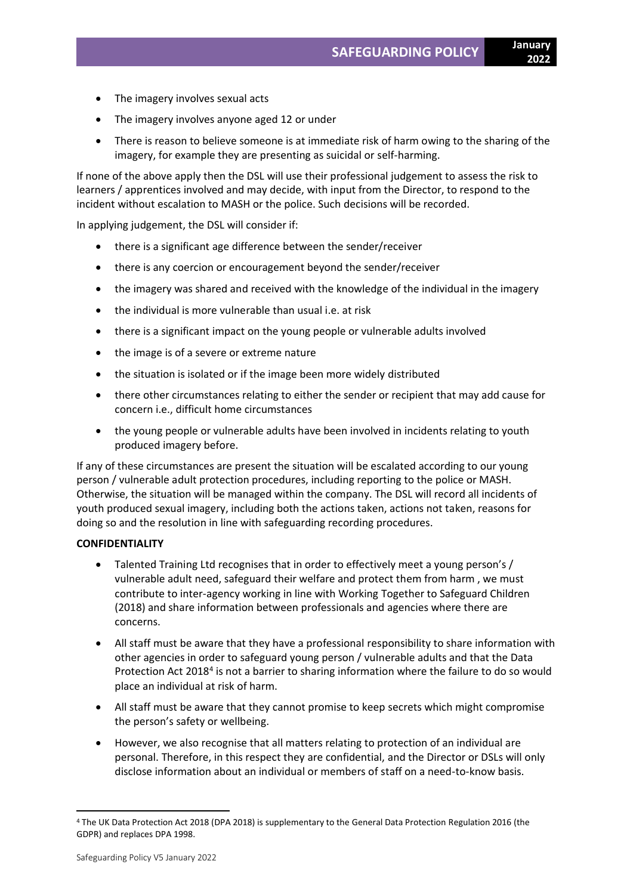- The imagery involves sexual acts
- The imagery involves anyone aged 12 or under
- There is reason to believe someone is at immediate risk of harm owing to the sharing of the imagery, for example they are presenting as suicidal or self-harming.

If none of the above apply then the DSL will use their professional judgement to assess the risk to learners / apprentices involved and may decide, with input from the Director, to respond to the incident without escalation to MASH or the police. Such decisions will be recorded.

In applying judgement, the DSL will consider if:

- there is a significant age difference between the sender/receiver
- there is any coercion or encouragement beyond the sender/receiver
- the imagery was shared and received with the knowledge of the individual in the imagery
- the individual is more vulnerable than usual i.e. at risk
- there is a significant impact on the young people or vulnerable adults involved
- the image is of a severe or extreme nature
- the situation is isolated or if the image been more widely distributed
- there other circumstances relating to either the sender or recipient that may add cause for concern i.e., difficult home circumstances
- the young people or vulnerable adults have been involved in incidents relating to youth produced imagery before.

If any of these circumstances are present the situation will be escalated according to our young person / vulnerable adult protection procedures, including reporting to the police or MASH. Otherwise, the situation will be managed within the company. The DSL will record all incidents of youth produced sexual imagery, including both the actions taken, actions not taken, reasons for doing so and the resolution in line with safeguarding recording procedures.

**CONFIDENTIALITY**

- Talented Training Ltd recognises that in order to effectively meet a young person's / vulnerable adult need, safeguard their welfare and protect them from harm , we must contribute to inter-agency working in line with Working Together to Safeguard Children (2018) and share information between professionals and agencies where there are concerns.
- All staff must be aware that they have a professional responsibility to share information with other agencies in order to safeguard young person / vulnerable adults and that the Data Protection Act 2018[4] is not a barrier to sharing information where the failure to do so would place an individual at risk of harm.
- All staff must be aware that they cannot promise to keep secrets which might compromise the person's safety or wellbeing.
- However, we also recognise that all matters relating to protection of an individual are personal. Therefore, in this respect they are confidential, and the Director or DSLs will only disclose information about an individual or members of staff on a need-to-know basis.

[4] The UK Data Protection Act 2018 (DPA 2018) is supplementary to the General Data Protection Regulation 2016 (the GDPR) and replaces DPA 1998.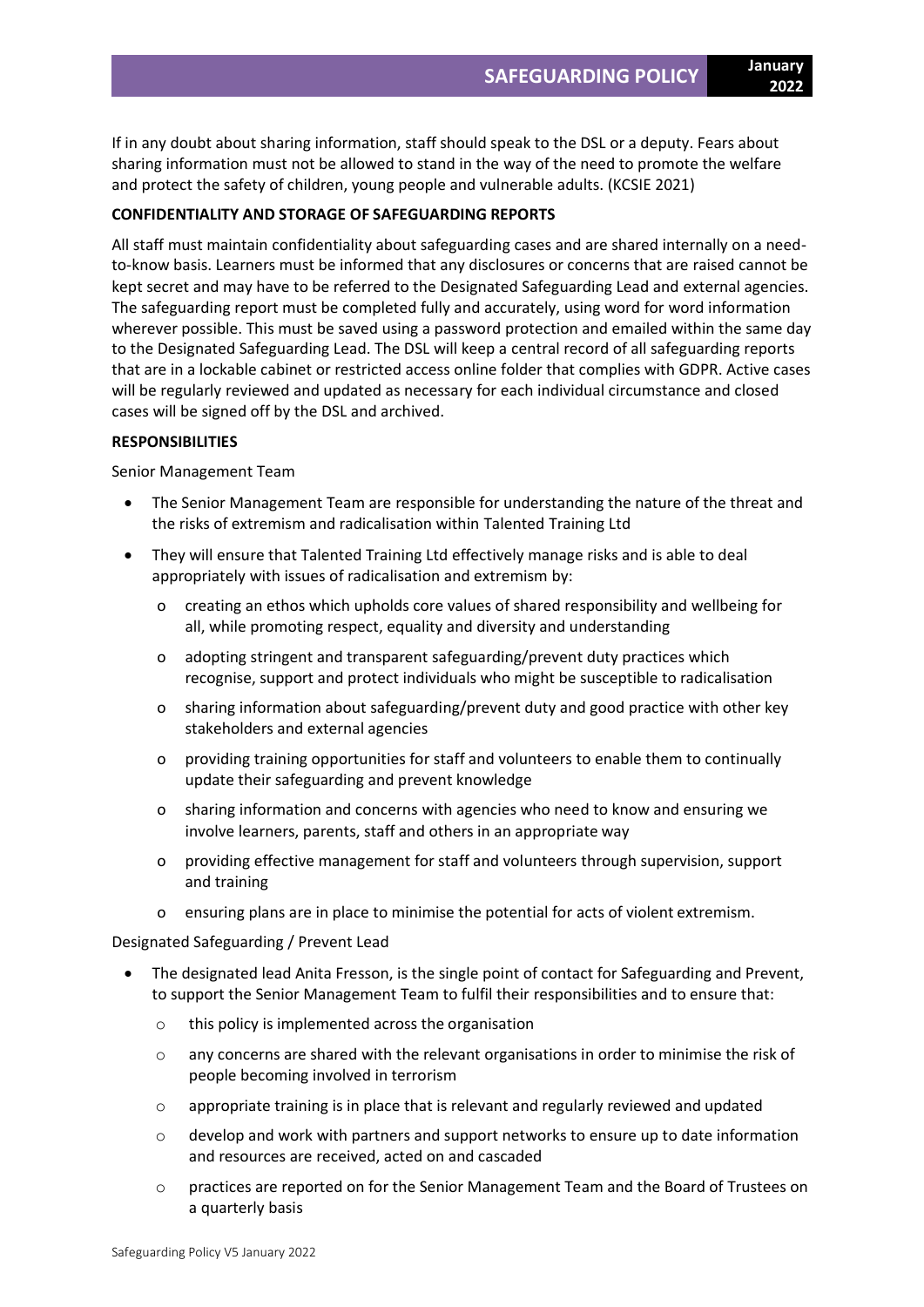If in any doubt about sharing information, staff should speak to the DSL or a deputy. Fears about sharing information must not be allowed to stand in the way of the need to promote the welfare and protect the safety of children, young people and vulnerable adults. (KCSIE 2021)

**CONFIDENTIALITY AND STORAGE OF SAFEGUARDING REPORTS**

All staff must maintain confidentiality about safeguarding cases and are shared internally on a need-to-know basis. Learners must be informed that any disclosures or concerns that are raised cannot be kept secret and may have to be referred to the Designated Safeguarding Lead and external agencies. The safeguarding report must be completed fully and accurately, using word for word information wherever possible. This must be saved using a password protection and emailed within the same day to the Designated Safeguarding Lead. The DSL will keep a central record of all safeguarding reports that are in a lockable cabinet or restricted access online folder that complies with GDPR. Active cases will be regularly reviewed and updated as necessary for each individual circumstance and closed cases will be signed off by the DSL and archived.

**RESPONSIBILITIES**

Senior Management Team

- The Senior Management Team are responsible for understanding the nature of the threat and the risks of extremism and radicalisation within Talented Training Ltd
- They will ensure that Talented Training Ltd effectively manage risks and is able to deal appropriately with issues of radicalisation and extremism by:
  - creating an ethos which upholds core values of shared responsibility and wellbeing for all, while promoting respect, equality and diversity and understanding
  - adopting stringent and transparent safeguarding/prevent duty practices which recognise, support and protect individuals who might be susceptible to radicalisation
  - sharing information about safeguarding/prevent duty and good practice with other key stakeholders and external agencies
  - providing training opportunities for staff and volunteers to enable them to continually update their safeguarding and prevent knowledge
  - sharing information and concerns with agencies who need to know and ensuring we involve learners, parents, staff and others in an appropriate way
  - providing effective management for staff and volunteers through supervision, support and training
  - ensuring plans are in place to minimise the potential for acts of violent extremism.

Designated Safeguarding / Prevent Lead

- The designated lead Anita Fresson, is the single point of contact for Safeguarding and Prevent, to support the Senior Management Team to fulfil their responsibilities and to ensure that:
  - this policy is implemented across the organisation
  - any concerns are shared with the relevant organisations in order to minimise the risk of people becoming involved in terrorism
  - appropriate training is in place that is relevant and regularly reviewed and updated
  - develop and work with partners and support networks to ensure up to date information and resources are received, acted on and cascaded
  - practices are reported on for the Senior Management Team and the Board of Trustees on a quarterly basis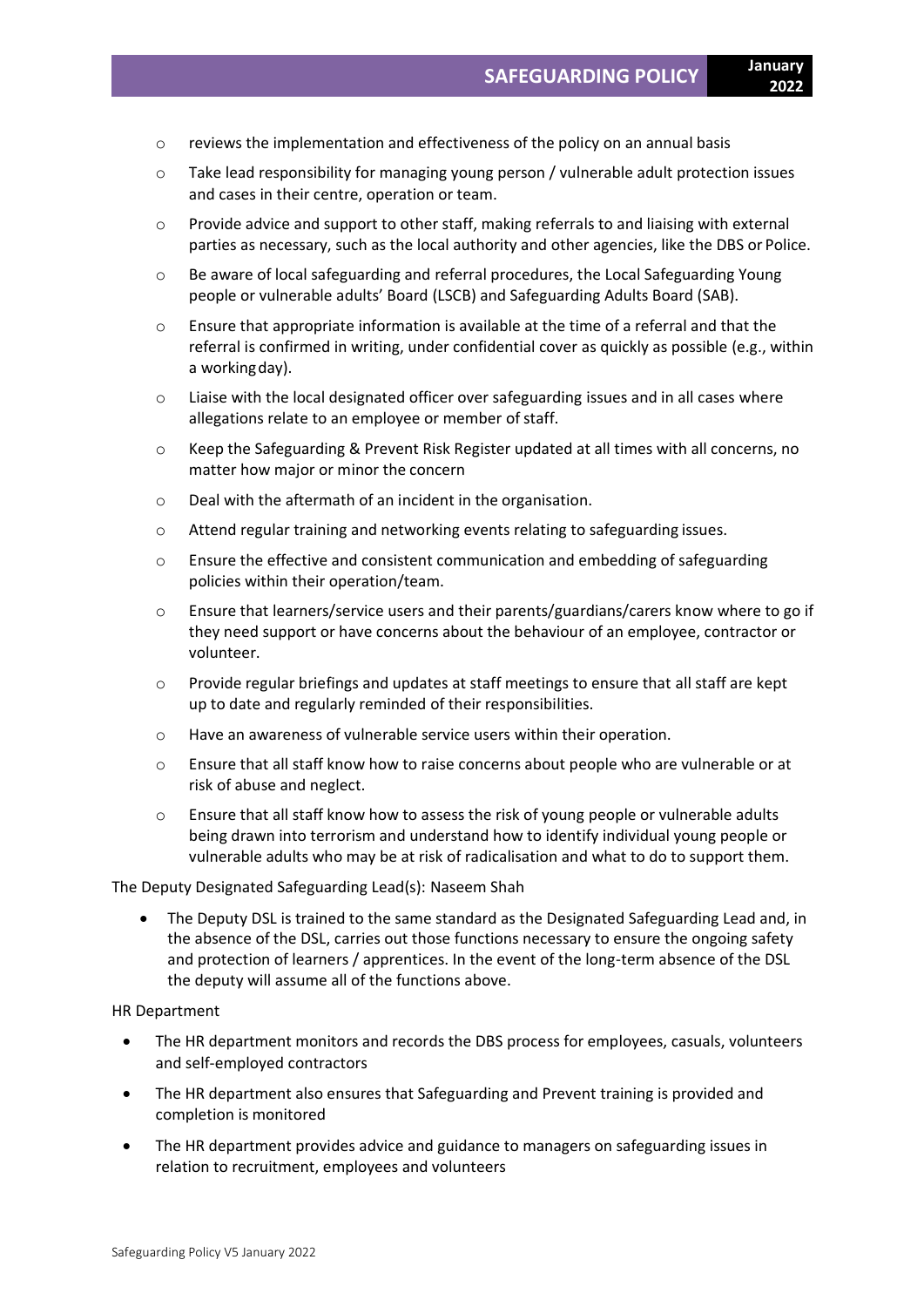- reviews the implementation and effectiveness of the policy on an annual basis
- Take lead responsibility for managing young person / vulnerable adult protection issues and cases in their centre, operation or team.
- Provide advice and support to other staff, making referrals to and liaising with external parties as necessary, such as the local authority and other agencies, like the DBS or Police.
- Be aware of local safeguarding and referral procedures, the Local Safeguarding Young people or vulnerable adults' Board (LSCB) and Safeguarding Adults Board (SAB).
- Ensure that appropriate information is available at the time of a referral and that the referral is confirmed in writing, under confidential cover as quickly as possible (e.g., within a working day).
- Liaise with the local designated officer over safeguarding issues and in all cases where allegations relate to an employee or member of staff.
- Keep the Safeguarding & Prevent Risk Register updated at all times with all concerns, no matter how major or minor the concern
- Deal with the aftermath of an incident in the organisation.
- Attend regular training and networking events relating to safeguarding issues.
- Ensure the effective and consistent communication and embedding of safeguarding policies within their operation/team.
- Ensure that learners/service users and their parents/guardians/carers know where to go if they need support or have concerns about the behaviour of an employee, contractor or volunteer.
- Provide regular briefings and updates at staff meetings to ensure that all staff are kept up to date and regularly reminded of their responsibilities.
- Have an awareness of vulnerable service users within their operation.
- Ensure that all staff know how to raise concerns about people who are vulnerable or at risk of abuse and neglect.
- Ensure that all staff know how to assess the risk of young people or vulnerable adults being drawn into terrorism and understand how to identify individual young people or vulnerable adults who may be at risk of radicalisation and what to do to support them.

The Deputy Designated Safeguarding Lead(s): Naseem Shah

- The Deputy DSL is trained to the same standard as the Designated Safeguarding Lead and, in the absence of the DSL, carries out those functions necessary to ensure the ongoing safety and protection of learners / apprentices. In the event of the long-term absence of the DSL the deputy will assume all of the functions above.

HR Department

- The HR department monitors and records the DBS process for employees, casuals, volunteers and self-employed contractors
- The HR department also ensures that Safeguarding and Prevent training is provided and completion is monitored
- The HR department provides advice and guidance to managers on safeguarding issues in relation to recruitment, employees and volunteers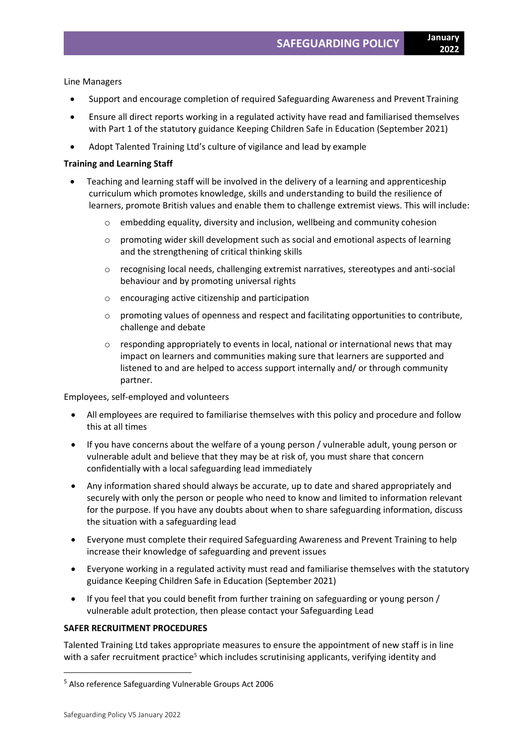Line Managers

- Support and encourage completion of required Safeguarding Awareness and Prevent Training
- Ensure all direct reports working in a regulated activity have read and familiarised themselves with Part 1 of the statutory guidance Keeping Children Safe in Education (September 2021)
- Adopt Talented Training Ltd's culture of vigilance and lead by example

**Training and Learning Staff**

- Teaching and learning staff will be involved in the delivery of a learning and apprenticeship curriculum which promotes knowledge, skills and understanding to build the resilience of learners, promote British values and enable them to challenge extremist views. This will include:
  - embedding equality, diversity and inclusion, wellbeing and community cohesion
  - promoting wider skill development such as social and emotional aspects of learning and the strengthening of critical thinking skills
  - recognising local needs, challenging extremist narratives, stereotypes and anti-social behaviour and by promoting universal rights
  - encouraging active citizenship and participation
  - promoting values of openness and respect and facilitating opportunities to contribute, challenge and debate
  - responding appropriately to events in local, national or international news that may impact on learners and communities making sure that learners are supported and listened to and are helped to access support internally and/ or through community partner.

Employees, self-employed and volunteers

- All employees are required to familiarise themselves with this policy and procedure and follow this at all times
- If you have concerns about the welfare of a young person / vulnerable adult, young person or vulnerable adult and believe that they may be at risk of, you must share that concern confidentially with a local safeguarding lead immediately
- Any information shared should always be accurate, up to date and shared appropriately and securely with only the person or people who need to know and limited to information relevant for the purpose. If you have any doubts about when to share safeguarding information, discuss the situation with a safeguarding lead
- Everyone must complete their required Safeguarding Awareness and Prevent Training to help increase their knowledge of safeguarding and prevent issues
- Everyone working in a regulated activity must read and familiarise themselves with the statutory guidance Keeping Children Safe in Education (September 2021)
- If you feel that you could benefit from further training on safeguarding or young person / vulnerable adult protection, then please contact your Safeguarding Lead

**SAFER RECRUITMENT PROCEDURES**

Talented Training Ltd takes appropriate measures to ensure the appointment of new staff is in line with a safer recruitment practice[5] which includes scrutinising applicants, verifying identity and

[5] Also reference Safeguarding Vulnerable Groups Act 2006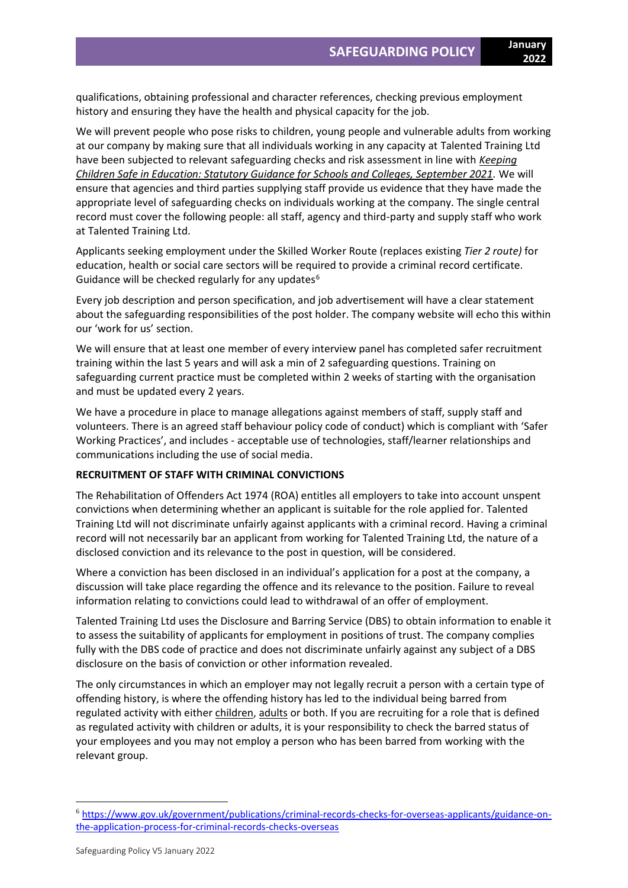qualifications, obtaining professional and character references, checking previous employment history and ensuring they have the health and physical capacity for the job.

We will prevent people who pose risks to children, young people and vulnerable adults from working at our company by making sure that all individuals working in any capacity at Talented Training Ltd have been subjected to relevant safeguarding checks and risk assessment in line with *Keeping Children Safe in Education: Statutory Guidance for Schools and Colleges, September 2021.* We will ensure that agencies and third parties supplying staff provide us evidence that they have made the appropriate level of safeguarding checks on individuals working at the company. The single central record must cover the following people: all staff, agency and third-party and supply staff who work at Talented Training Ltd.

Applicants seeking employment under the Skilled Worker Route (replaces existing *Tier 2 route)* for education, health or social care sectors will be required to provide a criminal record certificate. Guidance will be checked regularly for any updates[6]

Every job description and person specification, and job advertisement will have a clear statement about the safeguarding responsibilities of the post holder. The company website will echo this within our 'work for us' section.

We will ensure that at least one member of every interview panel has completed safer recruitment training within the last 5 years and will ask a min of 2 safeguarding questions. Training on safeguarding current practice must be completed within 2 weeks of starting with the organisation and must be updated every 2 years.

We have a procedure in place to manage allegations against members of staff, supply staff and volunteers. There is an agreed staff behaviour policy code of conduct) which is compliant with 'Safer Working Practices', and includes - acceptable use of technologies, staff/learner relationships and communications including the use of social media.

**RECRUITMENT OF STAFF WITH CRIMINAL CONVICTIONS**

The Rehabilitation of Offenders Act 1974 (ROA) entitles all employers to take into account unspent convictions when determining whether an applicant is suitable for the role applied for. Talented Training Ltd will not discriminate unfairly against applicants with a criminal record. Having a criminal record will not necessarily bar an applicant from working for Talented Training Ltd, the nature of a disclosed conviction and its relevance to the post in question, will be considered.

Where a conviction has been disclosed in an individual's application for a post at the company, a discussion will take place regarding the offence and its relevance to the position. Failure to reveal information relating to convictions could lead to withdrawal of an offer of employment.

Talented Training Ltd uses the Disclosure and Barring Service (DBS) to obtain information to enable it to assess the suitability of applicants for employment in positions of trust. The company complies fully with the DBS code of practice and does not discriminate unfairly against any subject of a DBS disclosure on the basis of conviction or other information revealed.

The only circumstances in which an employer may not legally recruit a person with a certain type of offending history, is where the offending history has led to the individual being barred from regulated activity with either children, adults or both. If you are recruiting for a role that is defined as regulated activity with children or adults, it is your responsibility to check the barred status of your employees and you may not employ a person who has been barred from working with the relevant group.

[6] https://www.gov.uk/government/publications/criminal-records-checks-for-overseas-applicants/guidance-on-the-application-process-for-criminal-records-checks-overseas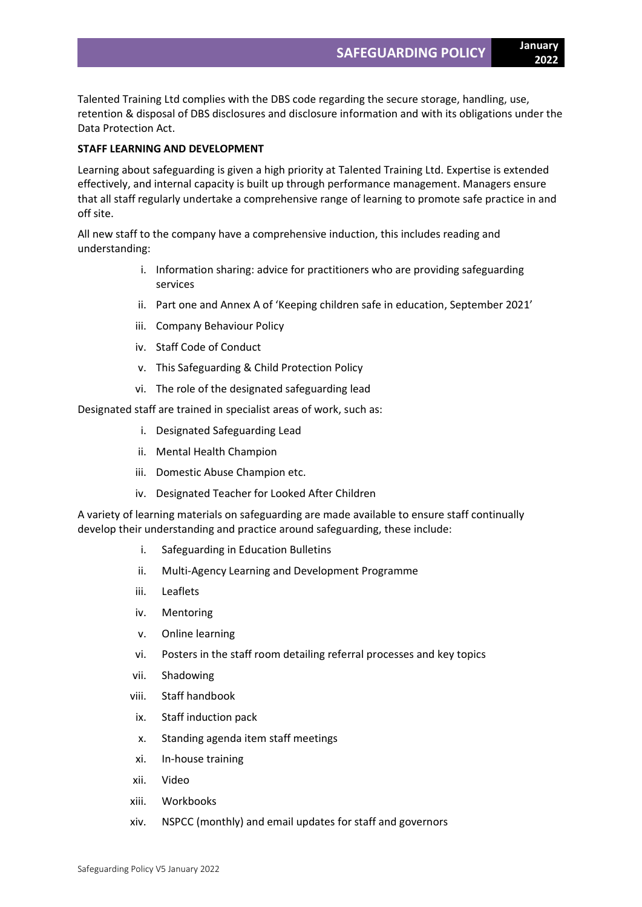Talented Training Ltd complies with the DBS code regarding the secure storage, handling, use, retention & disposal of DBS disclosures and disclosure information and with its obligations under the Data Protection Act.

**STAFF LEARNING AND DEVELOPMENT**

Learning about safeguarding is given a high priority at Talented Training Ltd. Expertise is extended effectively, and internal capacity is built up through performance management. Managers ensure that all staff regularly undertake a comprehensive range of learning to promote safe practice in and off site.

All new staff to the company have a comprehensive induction, this includes reading and understanding:

i. Information sharing: advice for practitioners who are providing safeguarding services
ii. Part one and Annex A of 'Keeping children safe in education, September 2021'
iii. Company Behaviour Policy
iv. Staff Code of Conduct
v. This Safeguarding & Child Protection Policy
vi. The role of the designated safeguarding lead

Designated staff are trained in specialist areas of work, such as:

i. Designated Safeguarding Lead
ii. Mental Health Champion
iii. Domestic Abuse Champion etc.
iv. Designated Teacher for Looked After Children

A variety of learning materials on safeguarding are made available to ensure staff continually develop their understanding and practice around safeguarding, these include:

i. Safeguarding in Education Bulletins
ii. Multi-Agency Learning and Development Programme
iii. Leaflets
iv. Mentoring
v. Online learning
vi. Posters in the staff room detailing referral processes and key topics
vii. Shadowing
viii. Staff handbook
ix. Staff induction pack
x. Standing agenda item staff meetings
xi. In-house training
xii. Video
xiii. Workbooks
xiv. NSPCC (monthly) and email updates for staff and governors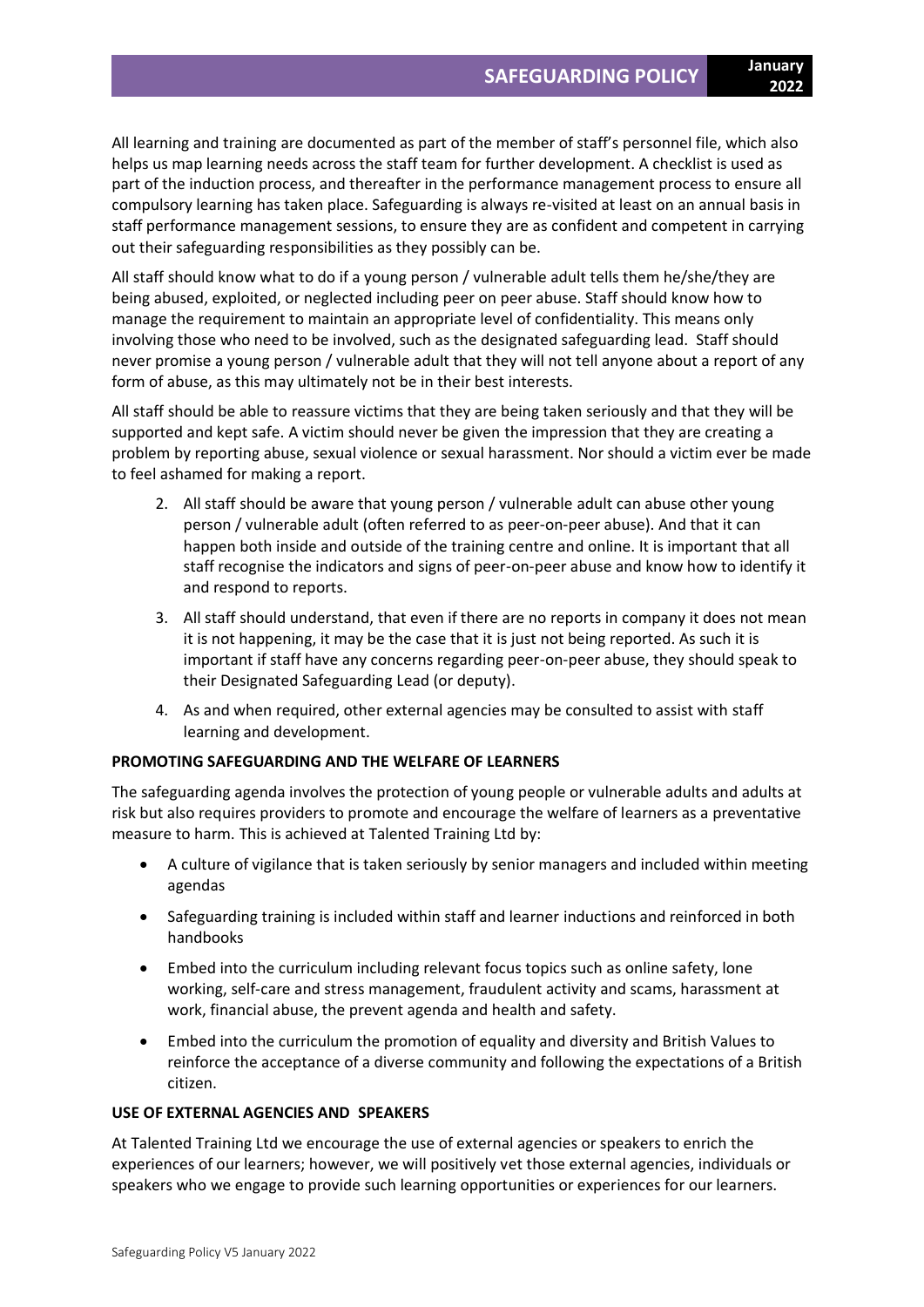All learning and training are documented as part of the member of staff's personnel file, which also helps us map learning needs across the staff team for further development. A checklist is used as part of the induction process, and thereafter in the performance management process to ensure all compulsory learning has taken place. Safeguarding is always re-visited at least on an annual basis in staff performance management sessions, to ensure they are as confident and competent in carrying out their safeguarding responsibilities as they possibly can be.

All staff should know what to do if a young person / vulnerable adult tells them he/she/they are being abused, exploited, or neglected including peer on peer abuse. Staff should know how to manage the requirement to maintain an appropriate level of confidentiality. This means only involving those who need to be involved, such as the designated safeguarding lead. Staff should never promise a young person / vulnerable adult that they will not tell anyone about a report of any form of abuse, as this may ultimately not be in their best interests.

All staff should be able to reassure victims that they are being taken seriously and that they will be supported and kept safe. A victim should never be given the impression that they are creating a problem by reporting abuse, sexual violence or sexual harassment. Nor should a victim ever be made to feel ashamed for making a report.

2. All staff should be aware that young person / vulnerable adult can abuse other young person / vulnerable adult (often referred to as peer-on-peer abuse). And that it can happen both inside and outside of the training centre and online. It is important that all staff recognise the indicators and signs of peer-on-peer abuse and know how to identify it and respond to reports.
3. All staff should understand, that even if there are no reports in company it does not mean it is not happening, it may be the case that it is just not being reported. As such it is important if staff have any concerns regarding peer-on-peer abuse, they should speak to their Designated Safeguarding Lead (or deputy).
4. As and when required, other external agencies may be consulted to assist with staff learning and development.

**PROMOTING SAFEGUARDING AND THE WELFARE OF LEARNERS**

The safeguarding agenda involves the protection of young people or vulnerable adults and adults at risk but also requires providers to promote and encourage the welfare of learners as a preventative measure to harm. This is achieved at Talented Training Ltd by:

- A culture of vigilance that is taken seriously by senior managers and included within meeting agendas
- Safeguarding training is included within staff and learner inductions and reinforced in both handbooks
- Embed into the curriculum including relevant focus topics such as online safety, lone working, self-care and stress management, fraudulent activity and scams, harassment at work, financial abuse, the prevent agenda and health and safety.
- Embed into the curriculum the promotion of equality and diversity and British Values to reinforce the acceptance of a diverse community and following the expectations of a British citizen.

**USE OF EXTERNAL AGENCIES AND SPEAKERS**

At Talented Training Ltd we encourage the use of external agencies or speakers to enrich the experiences of our learners; however, we will positively vet those external agencies, individuals or speakers who we engage to provide such learning opportunities or experiences for our learners.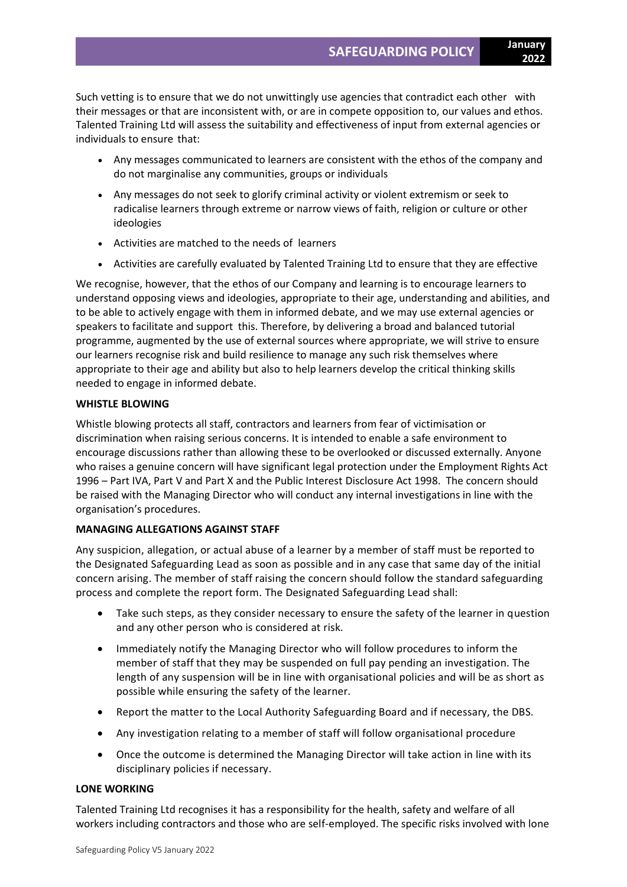Such vetting is to ensure that we do not unwittingly use agencies that contradict each other with their messages or that are inconsistent with, or are in compete opposition to, our values and ethos. Talented Training Ltd will assess the suitability and effectiveness of input from external agencies or individuals to ensure that:

- Any messages communicated to learners are consistent with the ethos of the company and do not marginalise any communities, groups or individuals
- Any messages do not seek to glorify criminal activity or violent extremism or seek to radicalise learners through extreme or narrow views of faith, religion or culture or other ideologies
- Activities are matched to the needs of learners
- Activities are carefully evaluated by Talented Training Ltd to ensure that they are effective

We recognise, however, that the ethos of our Company and learning is to encourage learners to understand opposing views and ideologies, appropriate to their age, understanding and abilities, and to be able to actively engage with them in informed debate, and we may use external agencies or speakers to facilitate and support this. Therefore, by delivering a broad and balanced tutorial programme, augmented by the use of external sources where appropriate, we will strive to ensure our learners recognise risk and build resilience to manage any such risk themselves where appropriate to their age and ability but also to help learners develop the critical thinking skills needed to engage in informed debate.

**WHISTLE BLOWING**

Whistle blowing protects all staff, contractors and learners from fear of victimisation or discrimination when raising serious concerns. It is intended to enable a safe environment to encourage discussions rather than allowing these to be overlooked or discussed externally. Anyone who raises a genuine concern will have significant legal protection under the Employment Rights Act 1996 – Part IVA, Part V and Part X and the Public Interest Disclosure Act 1998. The concern should be raised with the Managing Director who will conduct any internal investigations in line with the organisation's procedures.

**MANAGING ALLEGATIONS AGAINST STAFF**

Any suspicion, allegation, or actual abuse of a learner by a member of staff must be reported to the Designated Safeguarding Lead as soon as possible and in any case that same day of the initial concern arising. The member of staff raising the concern should follow the standard safeguarding process and complete the report form. The Designated Safeguarding Lead shall:

- Take such steps, as they consider necessary to ensure the safety of the learner in question and any other person who is considered at risk.
- Immediately notify the Managing Director who will follow procedures to inform the member of staff that they may be suspended on full pay pending an investigation. The length of any suspension will be in line with organisational policies and will be as short as possible while ensuring the safety of the learner.
- Report the matter to the Local Authority Safeguarding Board and if necessary, the DBS.
- Any investigation relating to a member of staff will follow organisational procedure
- Once the outcome is determined the Managing Director will take action in line with its disciplinary policies if necessary.

**LONE WORKING**

Talented Training Ltd recognises it has a responsibility for the health, safety and welfare of all workers including contractors and those who are self-employed. The specific risks involved with lone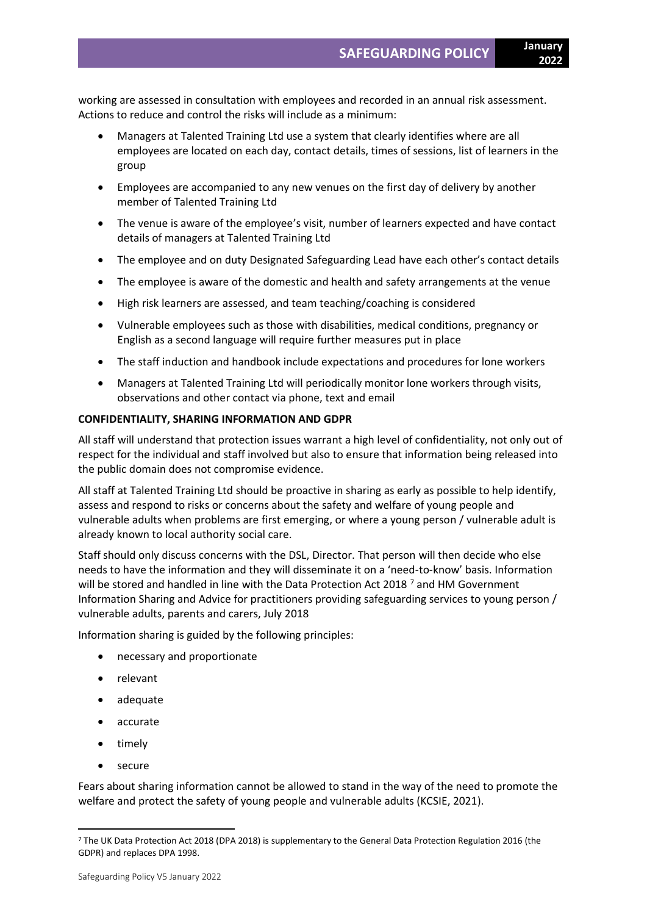working are assessed in consultation with employees and recorded in an annual risk assessment. Actions to reduce and control the risks will include as a minimum:

- Managers at Talented Training Ltd use a system that clearly identifies where are all employees are located on each day, contact details, times of sessions, list of learners in the group
- Employees are accompanied to any new venues on the first day of delivery by another member of Talented Training Ltd
- The venue is aware of the employee's visit, number of learners expected and have contact details of managers at Talented Training Ltd
- The employee and on duty Designated Safeguarding Lead have each other's contact details
- The employee is aware of the domestic and health and safety arrangements at the venue
- High risk learners are assessed, and team teaching/coaching is considered
- Vulnerable employees such as those with disabilities, medical conditions, pregnancy or English as a second language will require further measures put in place
- The staff induction and handbook include expectations and procedures for lone workers
- Managers at Talented Training Ltd will periodically monitor lone workers through visits, observations and other contact via phone, text and email

**CONFIDENTIALITY, SHARING INFORMATION AND GDPR**

All staff will understand that protection issues warrant a high level of confidentiality, not only out of respect for the individual and staff involved but also to ensure that information being released into the public domain does not compromise evidence.

All staff at Talented Training Ltd should be proactive in sharing as early as possible to help identify, assess and respond to risks or concerns about the safety and welfare of young people and vulnerable adults when problems are first emerging, or where a young person / vulnerable adult is already known to local authority social care.

Staff should only discuss concerns with the DSL, Director. That person will then decide who else needs to have the information and they will disseminate it on a 'need-to-know' basis. Information will be stored and handled in line with the Data Protection Act 2018 [7] and HM Government Information Sharing and Advice for practitioners providing safeguarding services to young person / vulnerable adults, parents and carers, July 2018

Information sharing is guided by the following principles:

- necessary and proportionate
- relevant
- adequate
- accurate
- timely
- secure

Fears about sharing information cannot be allowed to stand in the way of the need to promote the welfare and protect the safety of young people and vulnerable adults (KCSIE, 2021).

[7] The UK Data Protection Act 2018 (DPA 2018) is supplementary to the General Data Protection Regulation 2016 (the GDPR) and replaces DPA 1998.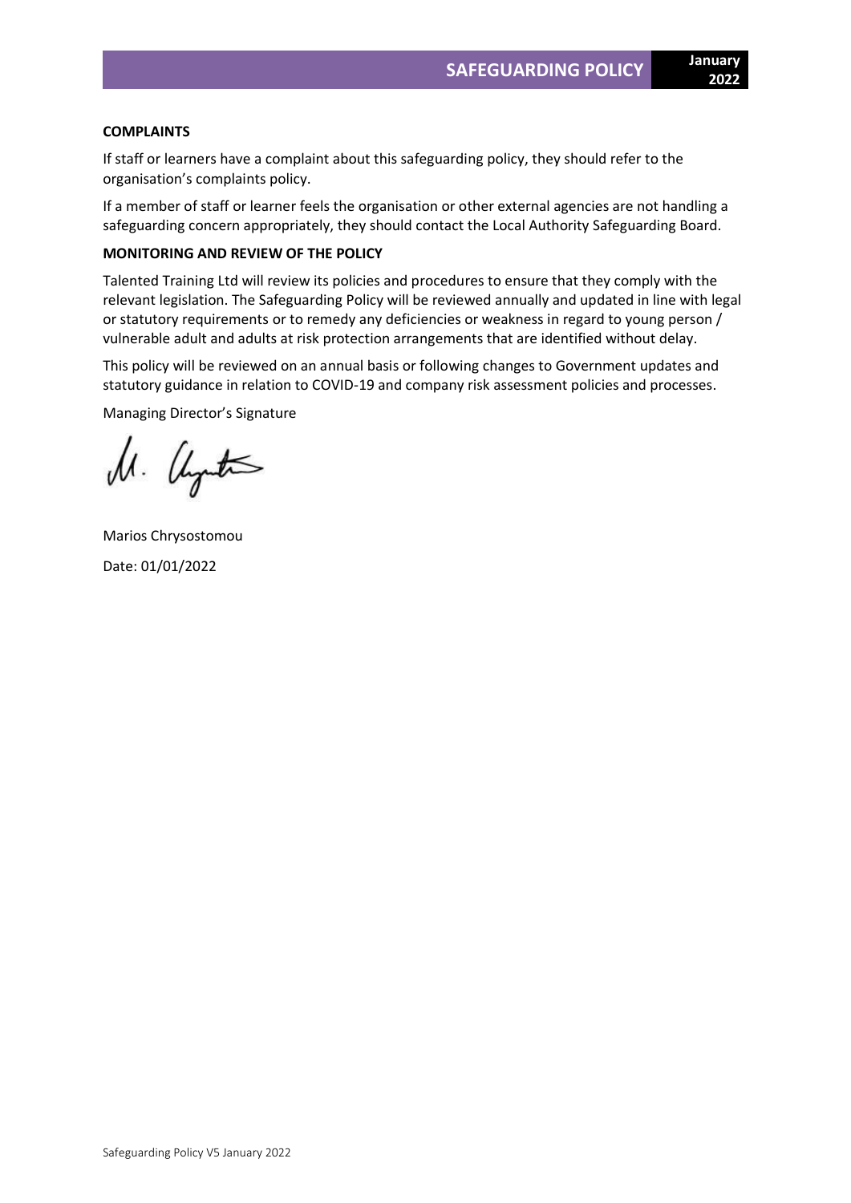**COMPLAINTS**

If staff or learners have a complaint about this safeguarding policy, they should refer to the organisation's complaints policy.

If a member of staff or learner feels the organisation or other external agencies are not handling a safeguarding concern appropriately, they should contact the Local Authority Safeguarding Board.

**MONITORING AND REVIEW OF THE POLICY**

Talented Training Ltd will review its policies and procedures to ensure that they comply with the relevant legislation. The Safeguarding Policy will be reviewed annually and updated in line with legal or statutory requirements or to remedy any deficiencies or weakness in regard to young person / vulnerable adult and adults at risk protection arrangements that are identified without delay.

This policy will be reviewed on an annual basis or following changes to Government updates and statutory guidance in relation to COVID-19 and company risk assessment policies and processes.

Managing Director's Signature

Marios Chrysostomou

Date: 01/01/2022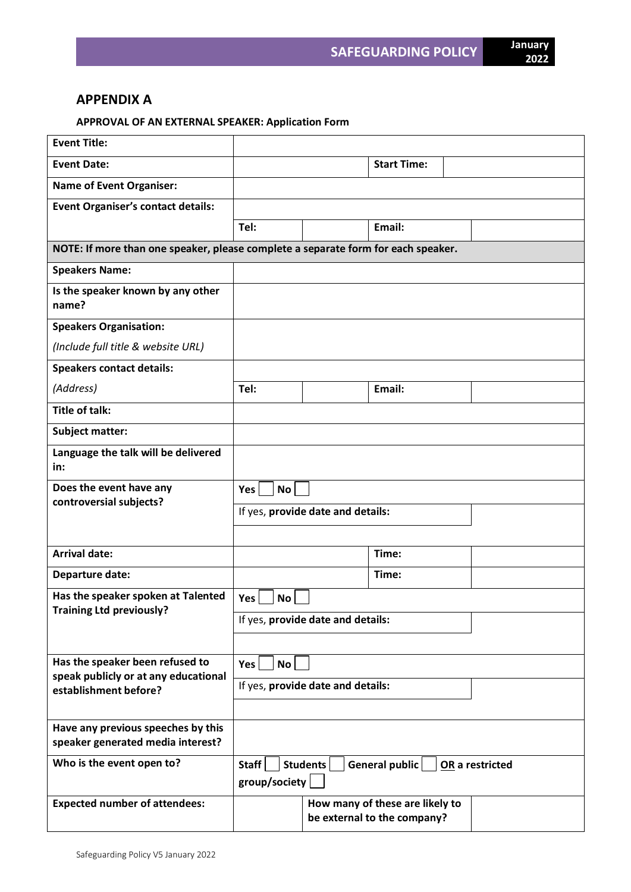## APPENDIX A

**APPROVAL OF AN EXTERNAL SPEAKER: Application Form**

| **Event Title:** | | | | |
|---|---|---|---|---|
| **Event Date:** | | | **Start Time:** | |
| **Name of Event Organiser:** | | | | |
| **Event Organiser's contact details:** | | | | |
| | **Tel:** | | **Email:** | |
| **NOTE: If more than one speaker, please complete a separate form for each speaker.** | | | | |
| **Speakers Name:** | | | | |
| **Is the speaker known by any other name?** | | | | |
| **Speakers Organisation:** *(Include full title & website URL)* | | | | |
| **Speakers contact details:** | | | | |
| *(Address)* | **Tel:** | | **Email:** | |
| **Title of talk:** | | | | |
| **Subject matter:** | | | | |
| **Language the talk will be delivered in:** | | | | |
| **Does the event have any controversial subjects?** | **Yes** ☐ **No** ☐ | | | |
| | If yes, **provide date and details:** | | | |
| | | | | |
| **Arrival date:** | | | **Time:** | |
| **Departure date:** | | | **Time:** | |
| **Has the speaker spoken at Talented Training Ltd previously?** | **Yes** ☐ **No** ☐ | | | |
| | If yes, **provide date and details:** | | | |
| | | | | |
| **Has the speaker been refused to speak publicly or at any educational establishment before?** | **Yes** ☐ **No** ☐ | | | |
| | If yes, **provide date and details:** | | | |
| | | | | |
| **Have any previous speeches by this speaker generated media interest?** | | | | |
| **Who is the event open to?** | **Staff** ☐ **Students** ☐ **General public** ☐ **OR a restricted group/society** ☐ | | | |
| **Expected number of attendees:** | | **How many of these are likely to be external to the company?** | | |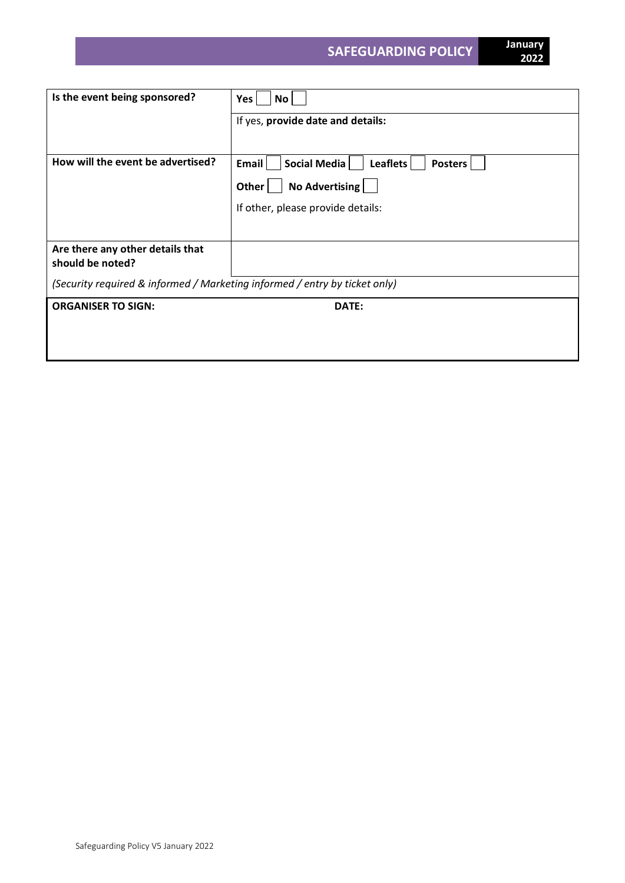| Is the event being sponsored? | **Yes** ☐ **No** ☐ |
| --- | --- |
| | If yes, **provide date and details:** |
| **How will the event be advertised?** | **Email** ☐ **Social Media** ☐ **Leaflets** ☐ **Posters** ☐<br>**Other** ☐ **No Advertising** ☐<br>If other, please provide details: |
| **Are there any other details that should be noted?** | |

*(Security required & informed / Marketing informed / entry by ticket only)*

| **ORGANISER TO SIGN:** | **DATE:** |
| --- | --- |
| | |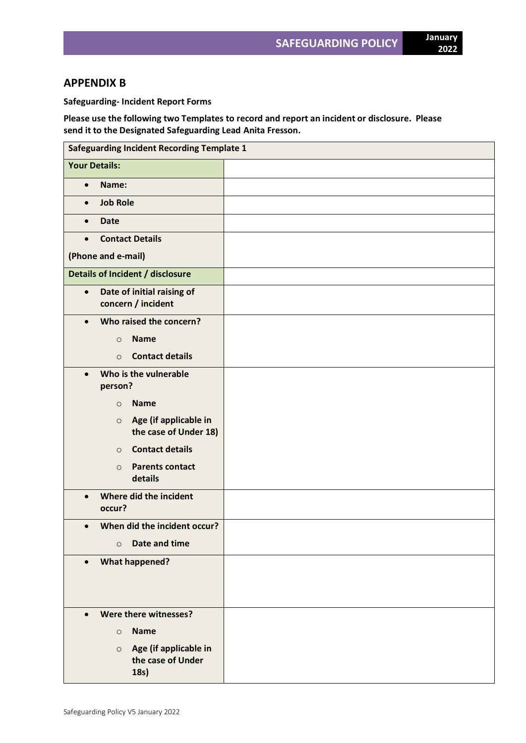## APPENDIX B

**Safeguarding- Incident Report Forms**

**Please use the following two Templates to record and report an incident or disclosure. Please send it to the Designated Safeguarding Lead Anita Fresson.**

| Safeguarding Incident Recording Template 1 | |
|---|---|
| **Your Details:** | |
| • **Name:** | |
| • **Job Role** | |
| • **Date** | |
| • **Contact Details** (Phone and e-mail) | |
| **Details of Incident / disclosure** | |
| • **Date of initial raising of concern / incident** | |
| • **Who raised the concern?** ○ **Name** ○ **Contact details** | |
| • **Who is the vulnerable person?** ○ **Name** ○ **Age (if applicable in the case of Under 18)** ○ **Contact details** ○ **Parents contact details** | |
| • **Where did the incident occur?** | |
| • **When did the incident occur?** ○ **Date and time** | |
| • **What happened?** | |
| • **Were there witnesses?** ○ **Name** ○ **Age (if applicable in the case of Under 18s)** | |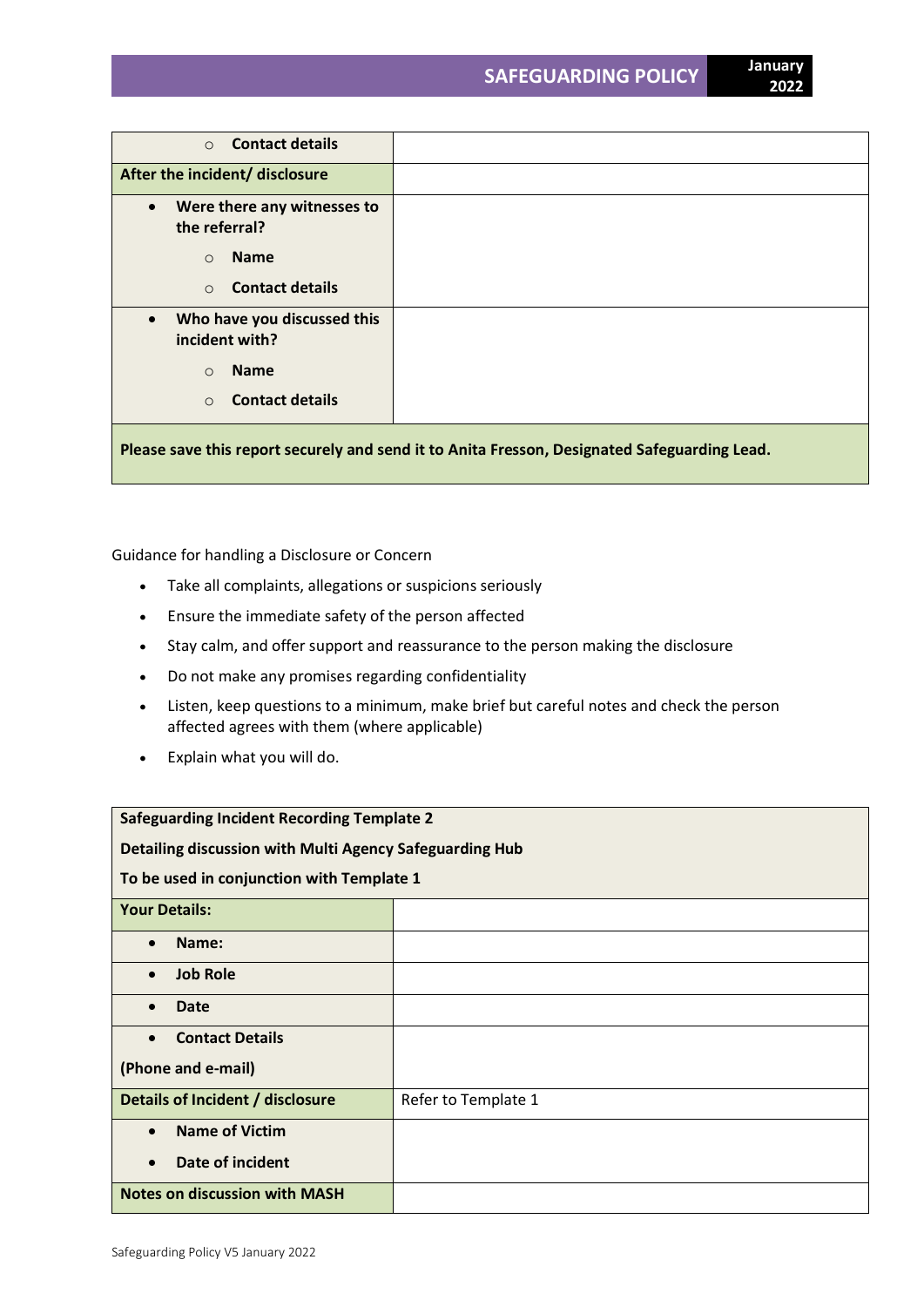| | |
|---|---|
| ○ **Contact details** | |
| **After the incident/ disclosure** | |
| • **Were there any witnesses to the referral?**<br>○ **Name**<br>○ **Contact details** | |
| • **Who have you discussed this incident with?**<br>○ **Name**<br>○ **Contact details** | |
| **Please save this report securely and send it to Anita Fresson, Designated Safeguarding Lead.** | |

Guidance for handling a Disclosure or Concern

- Take all complaints, allegations or suspicions seriously
- Ensure the immediate safety of the person affected
- Stay calm, and offer support and reassurance to the person making the disclosure
- Do not make any promises regarding confidentiality
- Listen, keep questions to a minimum, make brief but careful notes and check the person affected agrees with them (where applicable)
- Explain what you will do.

| **Safeguarding Incident Recording Template 2**<br>**Detailing discussion with Multi Agency Safeguarding Hub**<br>**To be used in conjunction with Template 1** | |
|---|---|
| **Your Details:** | |
| • **Name:** | |
| • **Job Role** | |
| • **Date** | |
| • **Contact Details**<br>**(Phone and e-mail)** | |
| **Details of Incident / disclosure** | Refer to Template 1 |
| • **Name of Victim**<br>• **Date of incident** | |
| **Notes on discussion with MASH** | |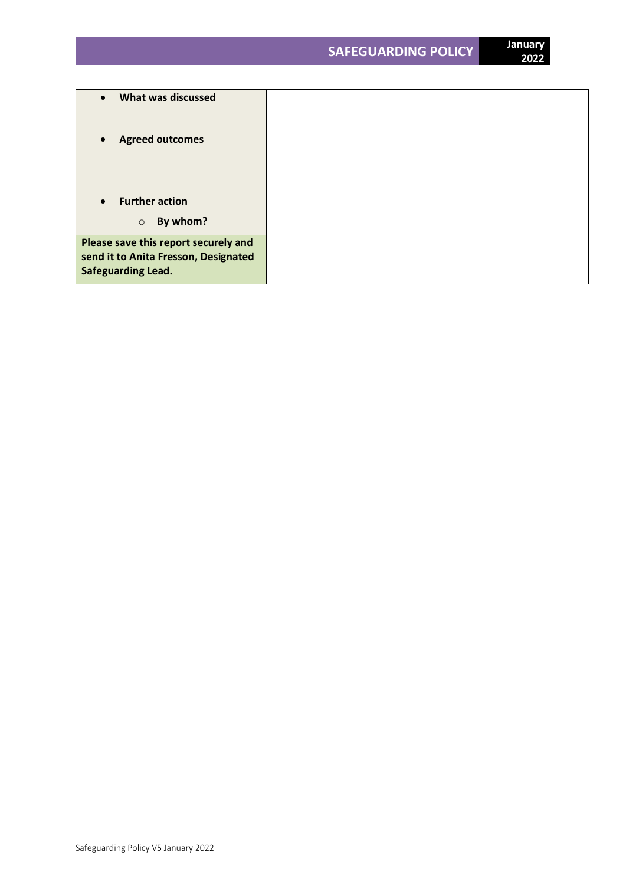| | |
|---|---|
| • **What was discussed**<br><br>• **Agreed outcomes**<br><br>• **Further action**<br>  ○ **By whom?** | |
| **Please save this report securely and send it to Anita Fresson, Designated Safeguarding Lead.** | |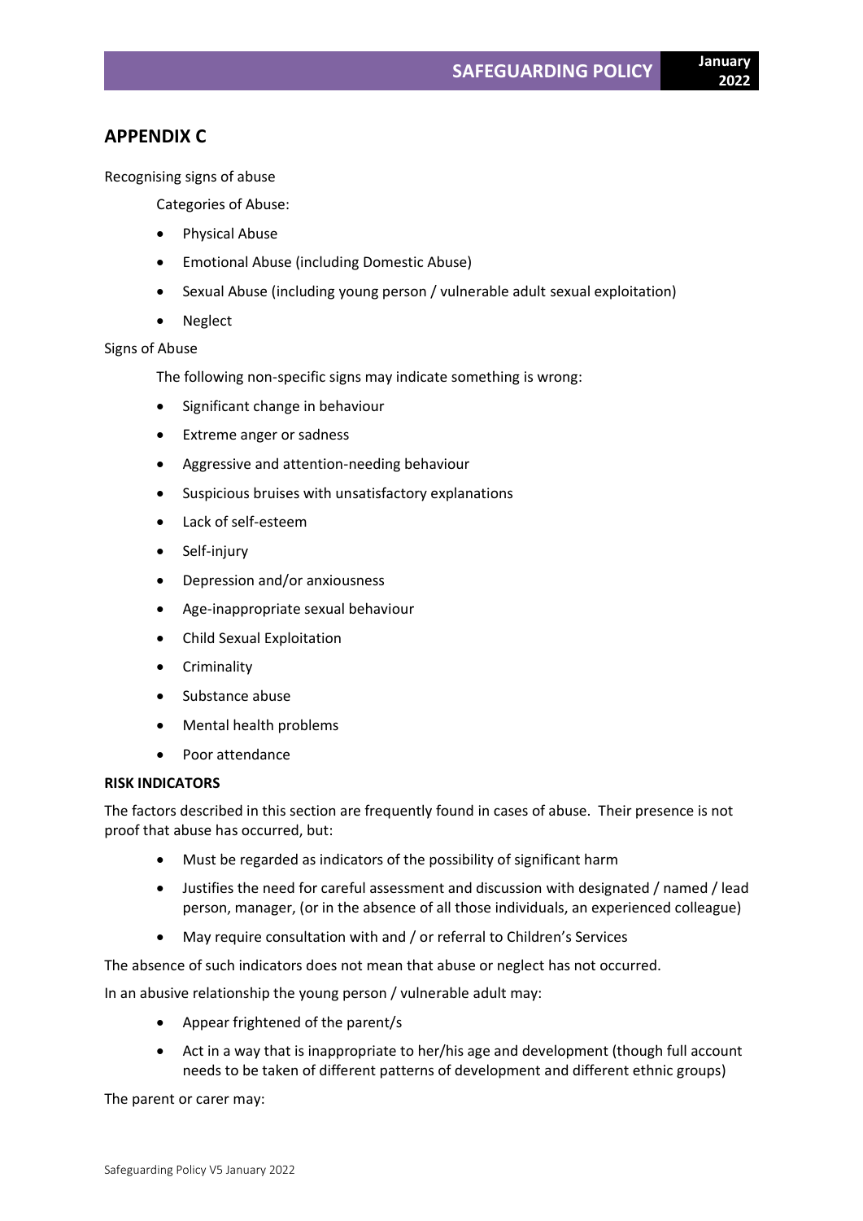## APPENDIX C

Recognising signs of abuse

Categories of Abuse:

- Physical Abuse
- Emotional Abuse (including Domestic Abuse)
- Sexual Abuse (including young person / vulnerable adult sexual exploitation)
- Neglect

Signs of Abuse

The following non-specific signs may indicate something is wrong:

- Significant change in behaviour
- Extreme anger or sadness
- Aggressive and attention-needing behaviour
- Suspicious bruises with unsatisfactory explanations
- Lack of self-esteem
- Self-injury
- Depression and/or anxiousness
- Age-inappropriate sexual behaviour
- Child Sexual Exploitation
- Criminality
- Substance abuse
- Mental health problems
- Poor attendance

**RISK INDICATORS**

The factors described in this section are frequently found in cases of abuse. Their presence is not proof that abuse has occurred, but:

- Must be regarded as indicators of the possibility of significant harm
- Justifies the need for careful assessment and discussion with designated / named / lead person, manager, (or in the absence of all those individuals, an experienced colleague)
- May require consultation with and / or referral to Children's Services

The absence of such indicators does not mean that abuse or neglect has not occurred.

In an abusive relationship the young person / vulnerable adult may:

- Appear frightened of the parent/s
- Act in a way that is inappropriate to her/his age and development (though full account needs to be taken of different patterns of development and different ethnic groups)

The parent or carer may: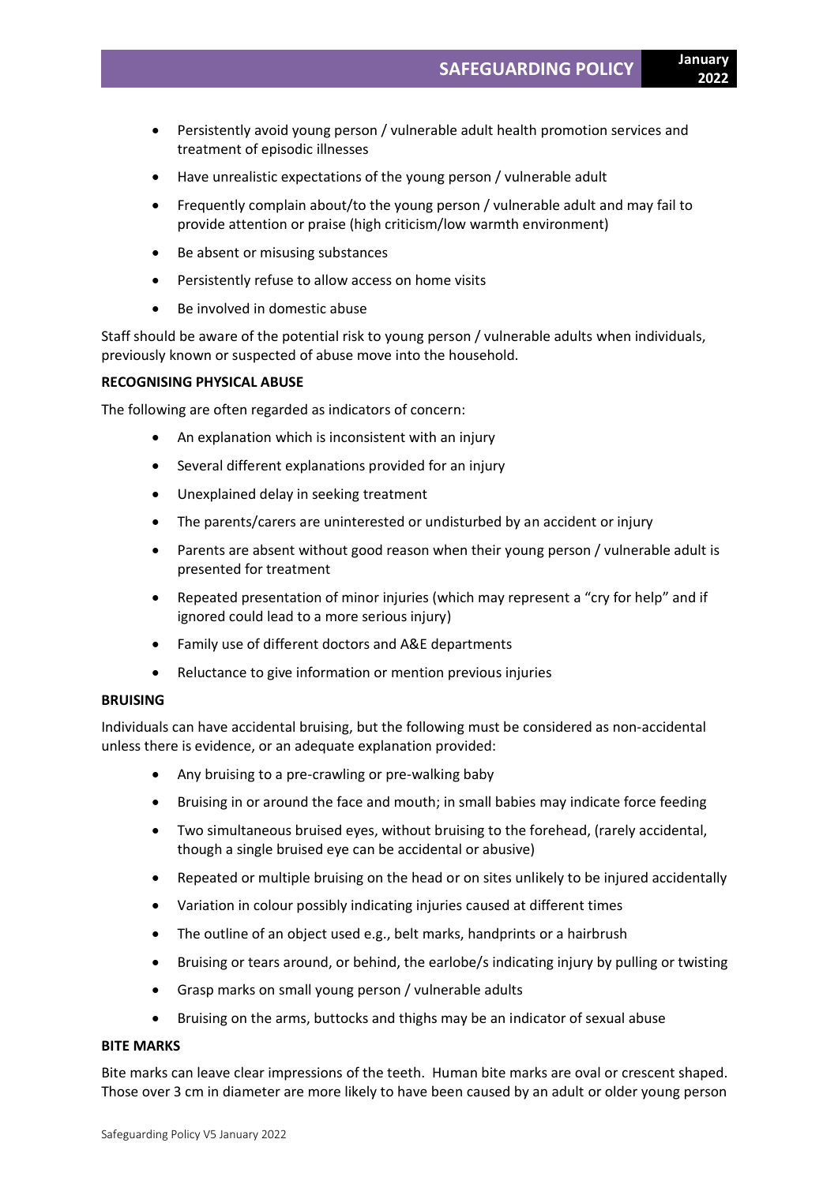- Persistently avoid young person / vulnerable adult health promotion services and treatment of episodic illnesses
- Have unrealistic expectations of the young person / vulnerable adult
- Frequently complain about/to the young person / vulnerable adult and may fail to provide attention or praise (high criticism/low warmth environment)
- Be absent or misusing substances
- Persistently refuse to allow access on home visits
- Be involved in domestic abuse

Staff should be aware of the potential risk to young person / vulnerable adults when individuals, previously known or suspected of abuse move into the household.

**RECOGNISING PHYSICAL ABUSE**

The following are often regarded as indicators of concern:

- An explanation which is inconsistent with an injury
- Several different explanations provided for an injury
- Unexplained delay in seeking treatment
- The parents/carers are uninterested or undisturbed by an accident or injury
- Parents are absent without good reason when their young person / vulnerable adult is presented for treatment
- Repeated presentation of minor injuries (which may represent a "cry for help" and if ignored could lead to a more serious injury)
- Family use of different doctors and A&E departments
- Reluctance to give information or mention previous injuries

**BRUISING**

Individuals can have accidental bruising, but the following must be considered as non-accidental unless there is evidence, or an adequate explanation provided:

- Any bruising to a pre-crawling or pre-walking baby
- Bruising in or around the face and mouth; in small babies may indicate force feeding
- Two simultaneous bruised eyes, without bruising to the forehead, (rarely accidental, though a single bruised eye can be accidental or abusive)
- Repeated or multiple bruising on the head or on sites unlikely to be injured accidentally
- Variation in colour possibly indicating injuries caused at different times
- The outline of an object used e.g., belt marks, handprints or a hairbrush
- Bruising or tears around, or behind, the earlobe/s indicating injury by pulling or twisting
- Grasp marks on small young person / vulnerable adults
- Bruising on the arms, buttocks and thighs may be an indicator of sexual abuse

**BITE MARKS**

Bite marks can leave clear impressions of the teeth. Human bite marks are oval or crescent shaped. Those over 3 cm in diameter are more likely to have been caused by an adult or older young person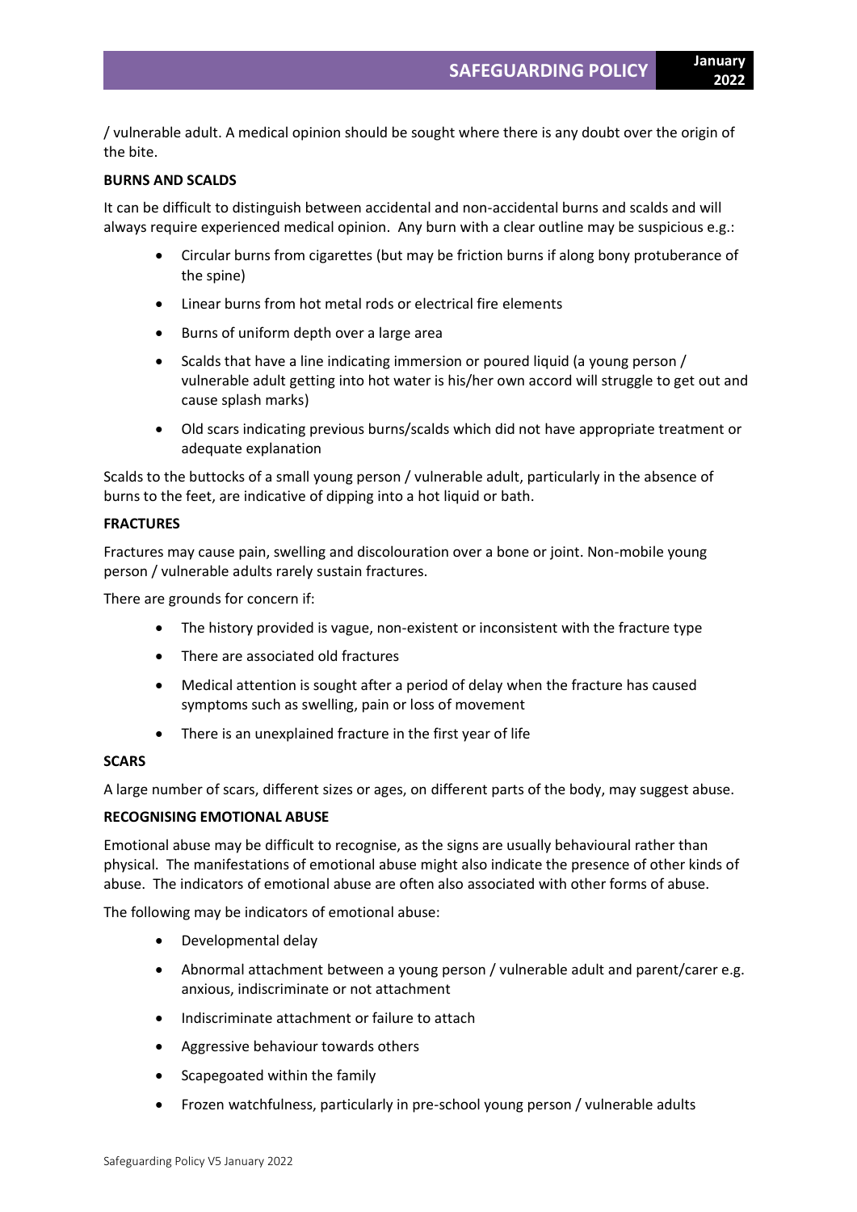/ vulnerable adult. A medical opinion should be sought where there is any doubt over the origin of the bite.

**BURNS AND SCALDS**

It can be difficult to distinguish between accidental and non-accidental burns and scalds and will always require experienced medical opinion. Any burn with a clear outline may be suspicious e.g.:

- Circular burns from cigarettes (but may be friction burns if along bony protuberance of the spine)
- Linear burns from hot metal rods or electrical fire elements
- Burns of uniform depth over a large area
- Scalds that have a line indicating immersion or poured liquid (a young person / vulnerable adult getting into hot water is his/her own accord will struggle to get out and cause splash marks)
- Old scars indicating previous burns/scalds which did not have appropriate treatment or adequate explanation

Scalds to the buttocks of a small young person / vulnerable adult, particularly in the absence of burns to the feet, are indicative of dipping into a hot liquid or bath.

**FRACTURES**

Fractures may cause pain, swelling and discolouration over a bone or joint. Non-mobile young person / vulnerable adults rarely sustain fractures.

There are grounds for concern if:

- The history provided is vague, non-existent or inconsistent with the fracture type
- There are associated old fractures
- Medical attention is sought after a period of delay when the fracture has caused symptoms such as swelling, pain or loss of movement
- There is an unexplained fracture in the first year of life

**SCARS**

A large number of scars, different sizes or ages, on different parts of the body, may suggest abuse.

**RECOGNISING EMOTIONAL ABUSE**

Emotional abuse may be difficult to recognise, as the signs are usually behavioural rather than physical. The manifestations of emotional abuse might also indicate the presence of other kinds of abuse. The indicators of emotional abuse are often also associated with other forms of abuse.

The following may be indicators of emotional abuse:

- Developmental delay
- Abnormal attachment between a young person / vulnerable adult and parent/carer e.g. anxious, indiscriminate or not attachment
- Indiscriminate attachment or failure to attach
- Aggressive behaviour towards others
- Scapegoated within the family
- Frozen watchfulness, particularly in pre-school young person / vulnerable adults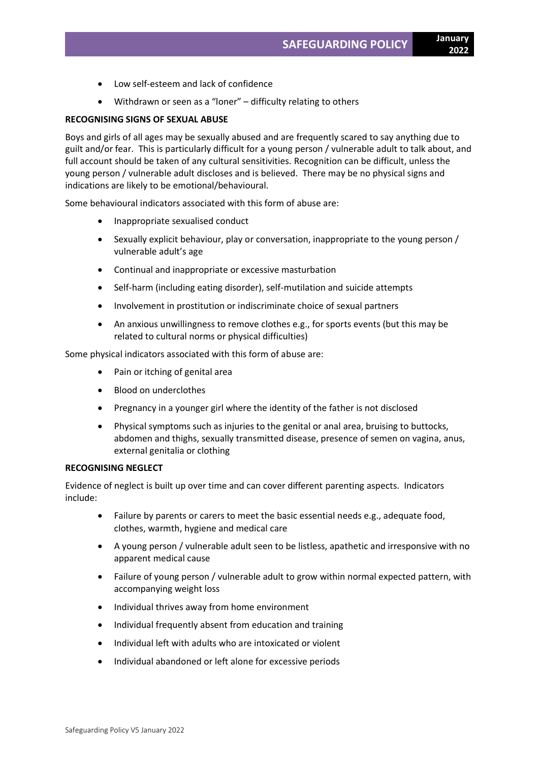- Low self-esteem and lack of confidence
- Withdrawn or seen as a "loner" – difficulty relating to others

**RECOGNISING SIGNS OF SEXUAL ABUSE**

Boys and girls of all ages may be sexually abused and are frequently scared to say anything due to guilt and/or fear. This is particularly difficult for a young person / vulnerable adult to talk about, and full account should be taken of any cultural sensitivities. Recognition can be difficult, unless the young person / vulnerable adult discloses and is believed. There may be no physical signs and indications are likely to be emotional/behavioural.

Some behavioural indicators associated with this form of abuse are:

- Inappropriate sexualised conduct
- Sexually explicit behaviour, play or conversation, inappropriate to the young person / vulnerable adult's age
- Continual and inappropriate or excessive masturbation
- Self-harm (including eating disorder), self-mutilation and suicide attempts
- Involvement in prostitution or indiscriminate choice of sexual partners
- An anxious unwillingness to remove clothes e.g., for sports events (but this may be related to cultural norms or physical difficulties)

Some physical indicators associated with this form of abuse are:

- Pain or itching of genital area
- Blood on underclothes
- Pregnancy in a younger girl where the identity of the father is not disclosed
- Physical symptoms such as injuries to the genital or anal area, bruising to buttocks, abdomen and thighs, sexually transmitted disease, presence of semen on vagina, anus, external genitalia or clothing

**RECOGNISING NEGLECT**

Evidence of neglect is built up over time and can cover different parenting aspects. Indicators include:

- Failure by parents or carers to meet the basic essential needs e.g., adequate food, clothes, warmth, hygiene and medical care
- A young person / vulnerable adult seen to be listless, apathetic and irresponsive with no apparent medical cause
- Failure of young person / vulnerable adult to grow within normal expected pattern, with accompanying weight loss
- Individual thrives away from home environment
- Individual frequently absent from education and training
- Individual left with adults who are intoxicated or violent
- Individual abandoned or left alone for excessive periods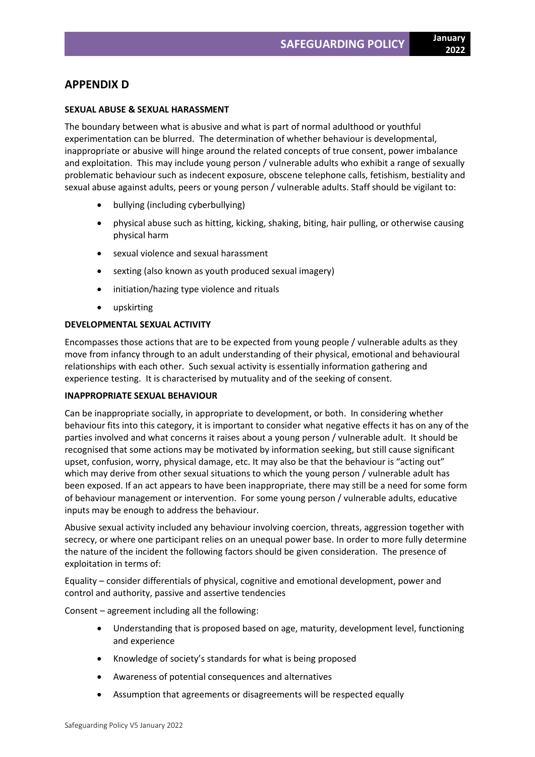## APPENDIX D

**SEXUAL ABUSE & SEXUAL HARASSMENT**

The boundary between what is abusive and what is part of normal adulthood or youthful experimentation can be blurred. The determination of whether behaviour is developmental, inappropriate or abusive will hinge around the related concepts of true consent, power imbalance and exploitation. This may include young person / vulnerable adults who exhibit a range of sexually problematic behaviour such as indecent exposure, obscene telephone calls, fetishism, bestiality and sexual abuse against adults, peers or young person / vulnerable adults. Staff should be vigilant to:

- bullying (including cyberbullying)
- physical abuse such as hitting, kicking, shaking, biting, hair pulling, or otherwise causing physical harm
- sexual violence and sexual harassment
- sexting (also known as youth produced sexual imagery)
- initiation/hazing type violence and rituals
- upskirting

**DEVELOPMENTAL SEXUAL ACTIVITY**

Encompasses those actions that are to be expected from young people / vulnerable adults as they move from infancy through to an adult understanding of their physical, emotional and behavioural relationships with each other. Such sexual activity is essentially information gathering and experience testing. It is characterised by mutuality and of the seeking of consent.

**INAPPROPRIATE SEXUAL BEHAVIOUR**

Can be inappropriate socially, in appropriate to development, or both. In considering whether behaviour fits into this category, it is important to consider what negative effects it has on any of the parties involved and what concerns it raises about a young person / vulnerable adult. It should be recognised that some actions may be motivated by information seeking, but still cause significant upset, confusion, worry, physical damage, etc. It may also be that the behaviour is "acting out" which may derive from other sexual situations to which the young person / vulnerable adult has been exposed. If an act appears to have been inappropriate, there may still be a need for some form of behaviour management or intervention. For some young person / vulnerable adults, educative inputs may be enough to address the behaviour.

Abusive sexual activity included any behaviour involving coercion, threats, aggression together with secrecy, or where one participant relies on an unequal power base. In order to more fully determine the nature of the incident the following factors should be given consideration. The presence of exploitation in terms of:

Equality – consider differentials of physical, cognitive and emotional development, power and control and authority, passive and assertive tendencies

Consent – agreement including all the following:

- Understanding that is proposed based on age, maturity, development level, functioning and experience
- Knowledge of society's standards for what is being proposed
- Awareness of potential consequences and alternatives
- Assumption that agreements or disagreements will be respected equally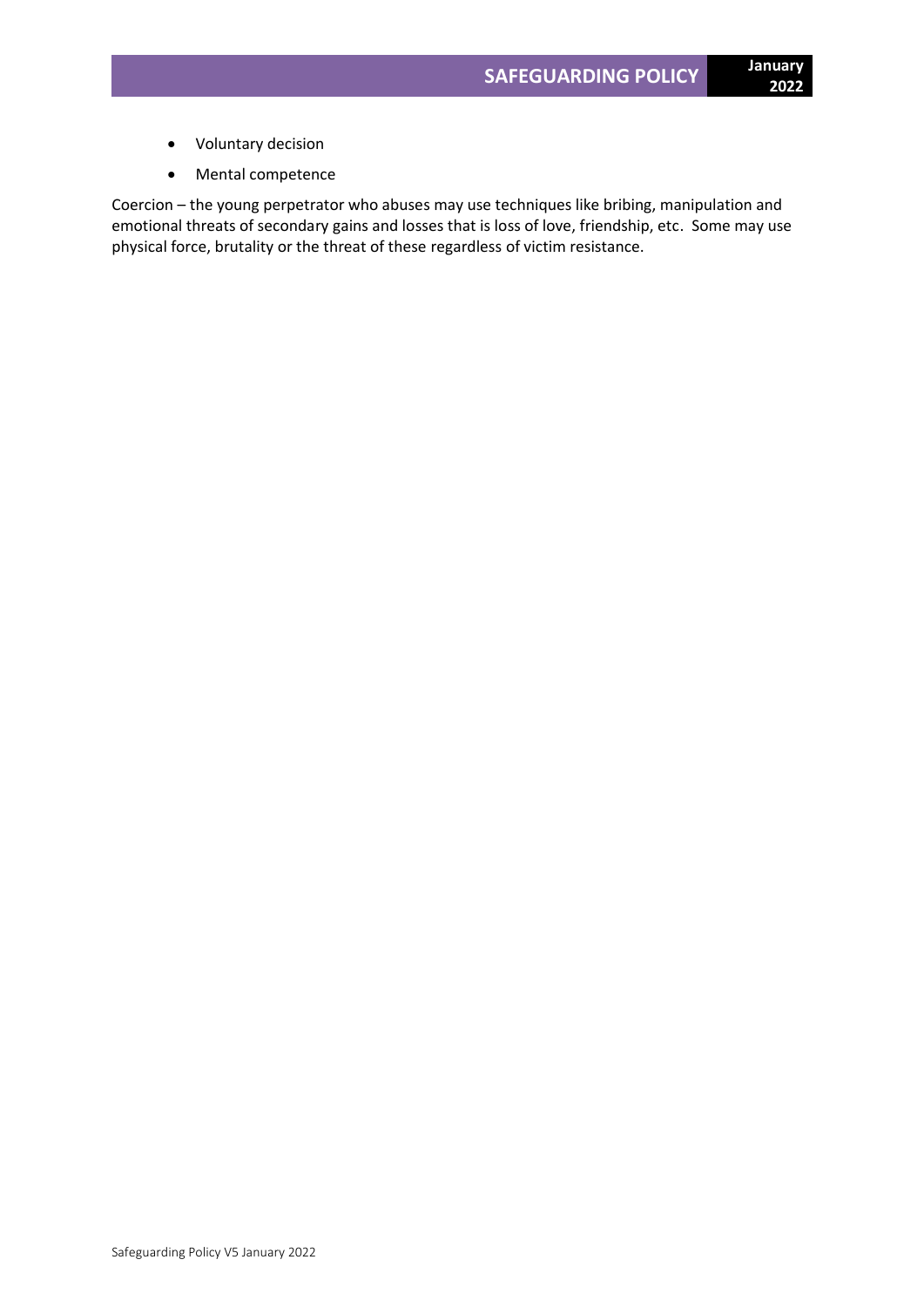- Voluntary decision
- Mental competence

Coercion – the young perpetrator who abuses may use techniques like bribing, manipulation and emotional threats of secondary gains and losses that is loss of love, friendship, etc. Some may use physical force, brutality or the threat of these regardless of victim resistance.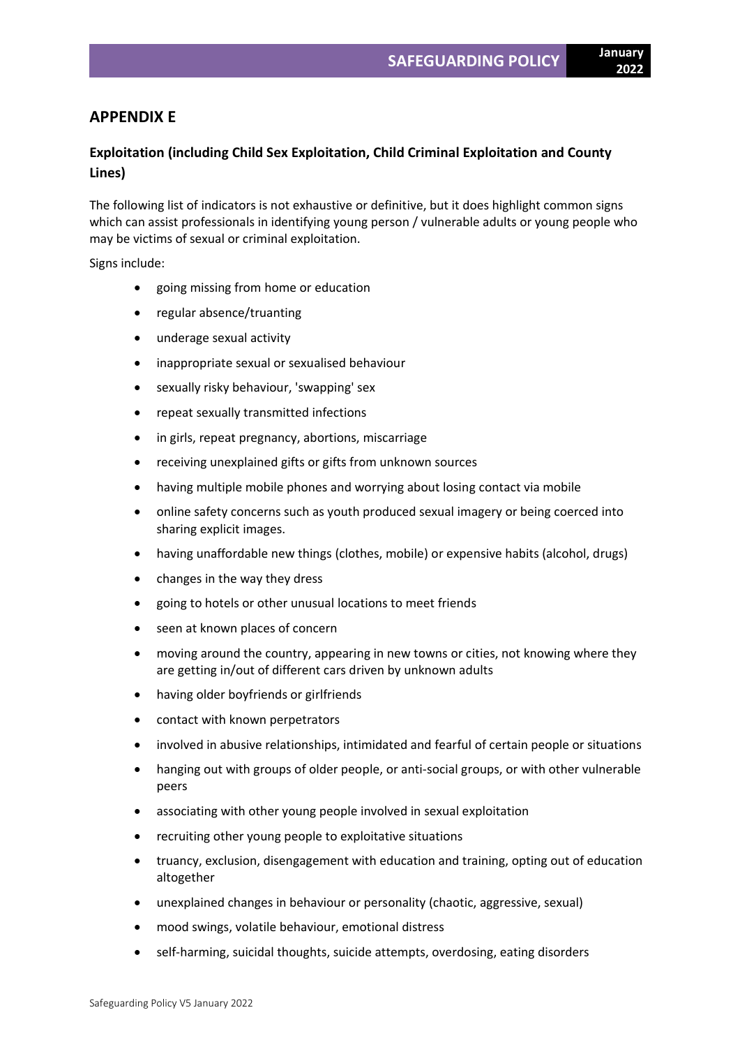## APPENDIX E

### Exploitation (including Child Sex Exploitation, Child Criminal Exploitation and County Lines)

The following list of indicators is not exhaustive or definitive, but it does highlight common signs which can assist professionals in identifying young person / vulnerable adults or young people who may be victims of sexual or criminal exploitation.

Signs include:

- going missing from home or education
- regular absence/truanting
- underage sexual activity
- inappropriate sexual or sexualised behaviour
- sexually risky behaviour, 'swapping' sex
- repeat sexually transmitted infections
- in girls, repeat pregnancy, abortions, miscarriage
- receiving unexplained gifts or gifts from unknown sources
- having multiple mobile phones and worrying about losing contact via mobile
- online safety concerns such as youth produced sexual imagery or being coerced into sharing explicit images.
- having unaffordable new things (clothes, mobile) or expensive habits (alcohol, drugs)
- changes in the way they dress
- going to hotels or other unusual locations to meet friends
- seen at known places of concern
- moving around the country, appearing in new towns or cities, not knowing where they are getting in/out of different cars driven by unknown adults
- having older boyfriends or girlfriends
- contact with known perpetrators
- involved in abusive relationships, intimidated and fearful of certain people or situations
- hanging out with groups of older people, or anti-social groups, or with other vulnerable peers
- associating with other young people involved in sexual exploitation
- recruiting other young people to exploitative situations
- truancy, exclusion, disengagement with education and training, opting out of education altogether
- unexplained changes in behaviour or personality (chaotic, aggressive, sexual)
- mood swings, volatile behaviour, emotional distress
- self-harming, suicidal thoughts, suicide attempts, overdosing, eating disorders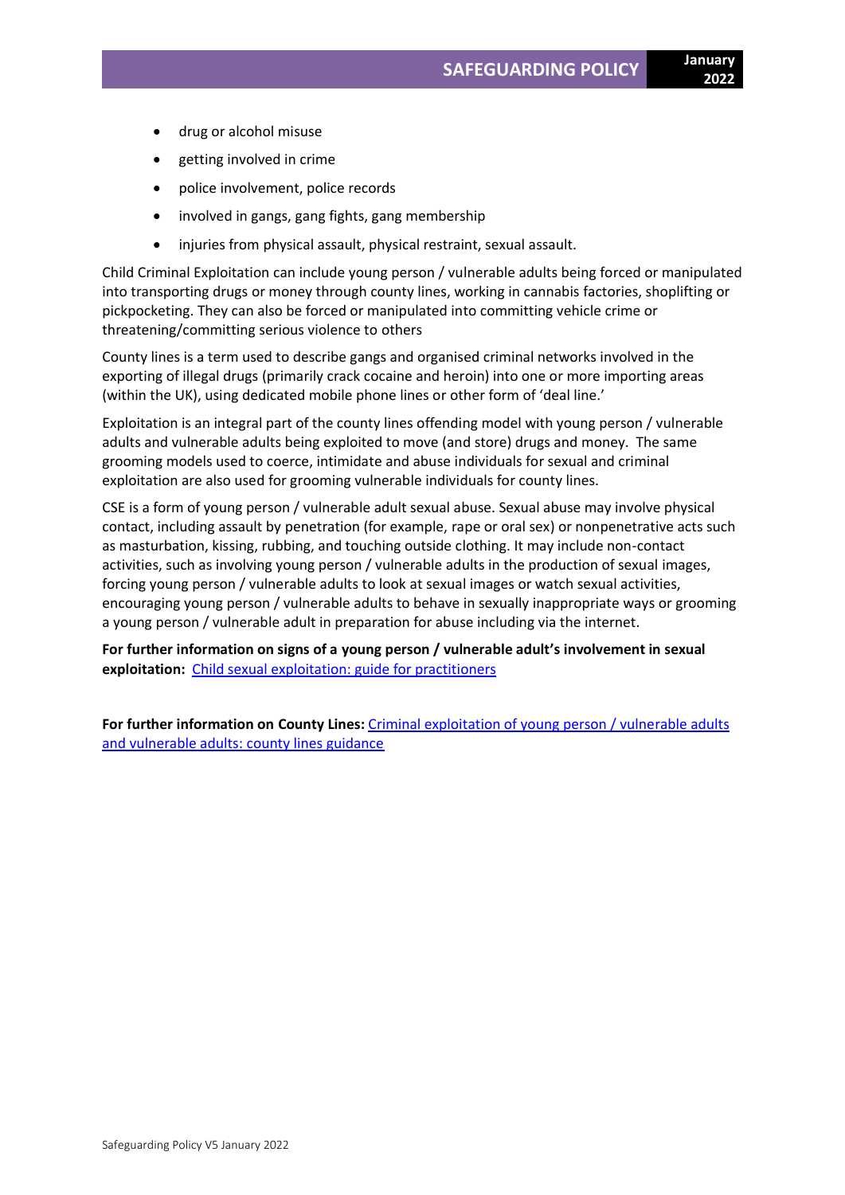- drug or alcohol misuse
- getting involved in crime
- police involvement, police records
- involved in gangs, gang fights, gang membership
- injuries from physical assault, physical restraint, sexual assault.

Child Criminal Exploitation can include young person / vulnerable adults being forced or manipulated into transporting drugs or money through county lines, working in cannabis factories, shoplifting or pickpocketing. They can also be forced or manipulated into committing vehicle crime or threatening/committing serious violence to others

County lines is a term used to describe gangs and organised criminal networks involved in the exporting of illegal drugs (primarily crack cocaine and heroin) into one or more importing areas (within the UK), using dedicated mobile phone lines or other form of 'deal line.'

Exploitation is an integral part of the county lines offending model with young person / vulnerable adults and vulnerable adults being exploited to move (and store) drugs and money. The same grooming models used to coerce, intimidate and abuse individuals for sexual and criminal exploitation are also used for grooming vulnerable individuals for county lines.

CSE is a form of young person / vulnerable adult sexual abuse. Sexual abuse may involve physical contact, including assault by penetration (for example, rape or oral sex) or nonpenetrative acts such as masturbation, kissing, rubbing, and touching outside clothing. It may include non-contact activities, such as involving young person / vulnerable adults in the production of sexual images, forcing young person / vulnerable adults to look at sexual images or watch sexual activities, encouraging young person / vulnerable adults to behave in sexually inappropriate ways or grooming a young person / vulnerable adult in preparation for abuse including via the internet.

**For further information on signs of a young person / vulnerable adult's involvement in sexual exploitation:** Child sexual exploitation: guide for practitioners

**For further information on County Lines:** Criminal exploitation of young person / vulnerable adults and vulnerable adults: county lines guidance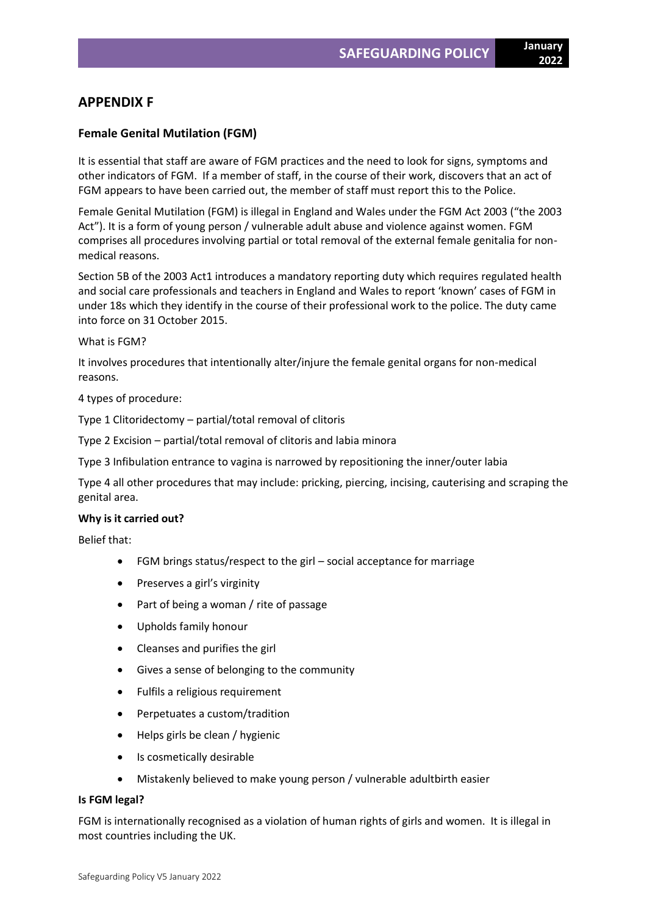## APPENDIX F

### Female Genital Mutilation (FGM)

It is essential that staff are aware of FGM practices and the need to look for signs, symptoms and other indicators of FGM. If a member of staff, in the course of their work, discovers that an act of FGM appears to have been carried out, the member of staff must report this to the Police.

Female Genital Mutilation (FGM) is illegal in England and Wales under the FGM Act 2003 ("the 2003 Act"). It is a form of young person / vulnerable adult abuse and violence against women. FGM comprises all procedures involving partial or total removal of the external female genitalia for non-medical reasons.

Section 5B of the 2003 Act1 introduces a mandatory reporting duty which requires regulated health and social care professionals and teachers in England and Wales to report 'known' cases of FGM in under 18s which they identify in the course of their professional work to the police. The duty came into force on 31 October 2015.

What is FGM?

It involves procedures that intentionally alter/injure the female genital organs for non-medical reasons.

4 types of procedure:

Type 1 Clitoridectomy – partial/total removal of clitoris

Type 2 Excision – partial/total removal of clitoris and labia minora

Type 3 Infibulation entrance to vagina is narrowed by repositioning the inner/outer labia

Type 4 all other procedures that may include: pricking, piercing, incising, cauterising and scraping the genital area.

**Why is it carried out?**

Belief that:

- FGM brings status/respect to the girl – social acceptance for marriage
- Preserves a girl's virginity
- Part of being a woman / rite of passage
- Upholds family honour
- Cleanses and purifies the girl
- Gives a sense of belonging to the community
- Fulfils a religious requirement
- Perpetuates a custom/tradition
- Helps girls be clean / hygienic
- Is cosmetically desirable
- Mistakenly believed to make young person / vulnerable adultbirth easier

**Is FGM legal?**

FGM is internationally recognised as a violation of human rights of girls and women. It is illegal in most countries including the UK.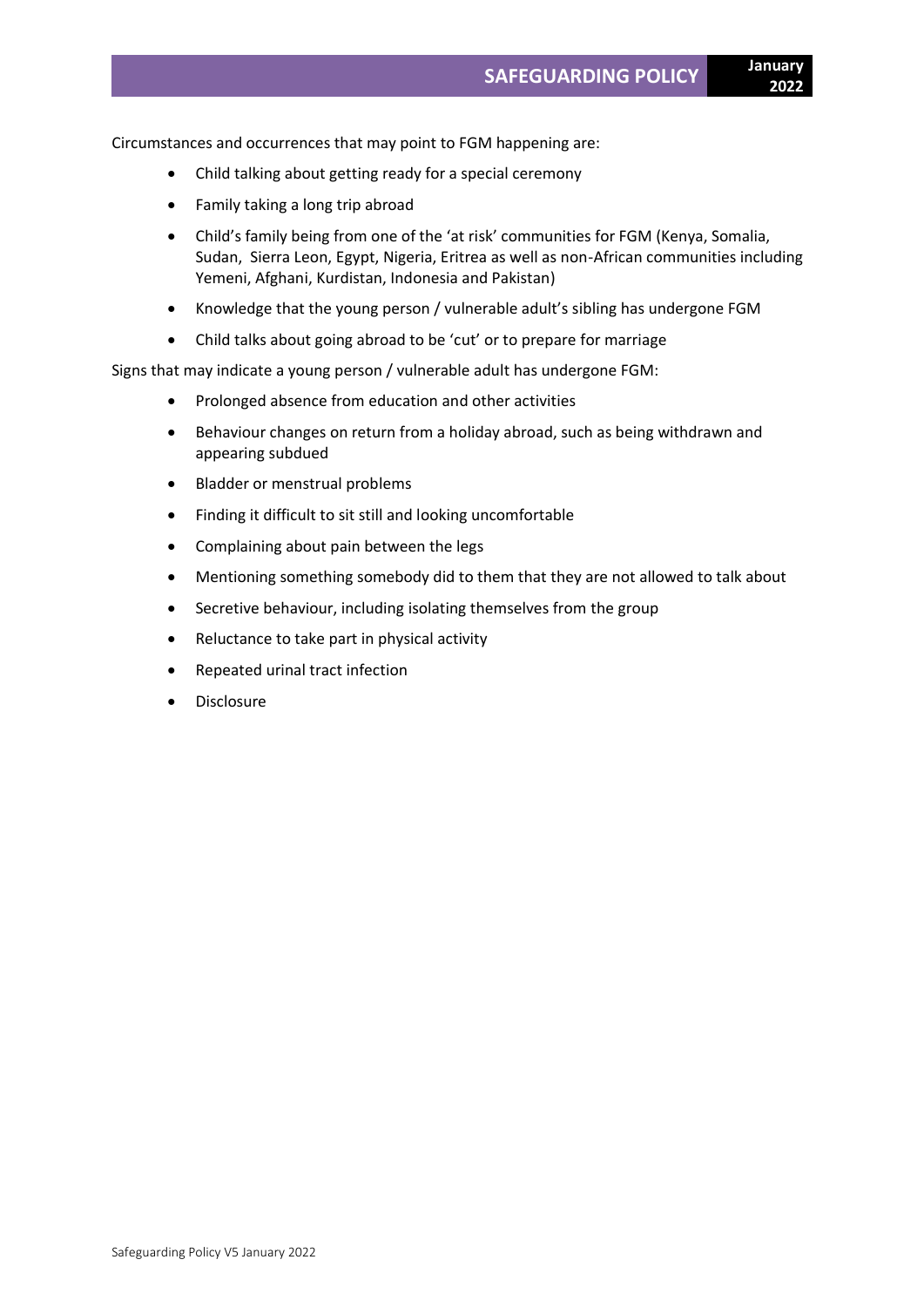Circumstances and occurrences that may point to FGM happening are:

- Child talking about getting ready for a special ceremony
- Family taking a long trip abroad
- Child's family being from one of the 'at risk' communities for FGM (Kenya, Somalia, Sudan, Sierra Leon, Egypt, Nigeria, Eritrea as well as non-African communities including Yemeni, Afghani, Kurdistan, Indonesia and Pakistan)
- Knowledge that the young person / vulnerable adult's sibling has undergone FGM
- Child talks about going abroad to be 'cut' or to prepare for marriage

Signs that may indicate a young person / vulnerable adult has undergone FGM:

- Prolonged absence from education and other activities
- Behaviour changes on return from a holiday abroad, such as being withdrawn and appearing subdued
- Bladder or menstrual problems
- Finding it difficult to sit still and looking uncomfortable
- Complaining about pain between the legs
- Mentioning something somebody did to them that they are not allowed to talk about
- Secretive behaviour, including isolating themselves from the group
- Reluctance to take part in physical activity
- Repeated urinal tract infection
- Disclosure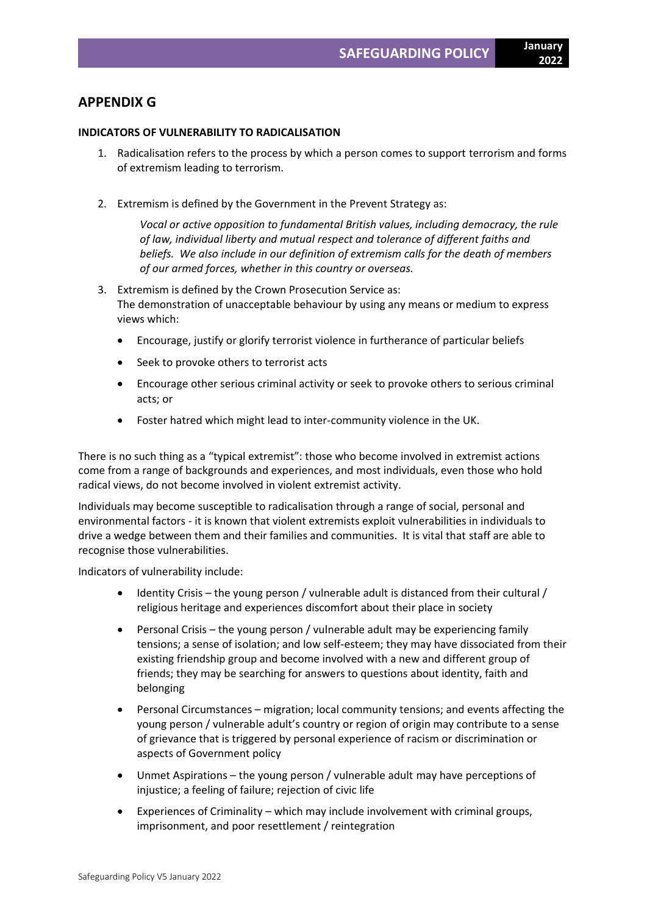## APPENDIX G

**INDICATORS OF VULNERABILITY TO RADICALISATION**

1. Radicalisation refers to the process by which a person comes to support terrorism and forms of extremism leading to terrorism.

2. Extremism is defined by the Government in the Prevent Strategy as:

   *Vocal or active opposition to fundamental British values, including democracy, the rule of law, individual liberty and mutual respect and tolerance of different faiths and beliefs. We also include in our definition of extremism calls for the death of members of our armed forces, whether in this country or overseas.*

3. Extremism is defined by the Crown Prosecution Service as:
   The demonstration of unacceptable behaviour by using any means or medium to express views which:

   - Encourage, justify or glorify terrorist violence in furtherance of particular beliefs
   - Seek to provoke others to terrorist acts
   - Encourage other serious criminal activity or seek to provoke others to serious criminal acts; or
   - Foster hatred which might lead to inter-community violence in the UK.

There is no such thing as a "typical extremist": those who become involved in extremist actions come from a range of backgrounds and experiences, and most individuals, even those who hold radical views, do not become involved in violent extremist activity.

Individuals may become susceptible to radicalisation through a range of social, personal and environmental factors - it is known that violent extremists exploit vulnerabilities in individuals to drive a wedge between them and their families and communities. It is vital that staff are able to recognise those vulnerabilities.

Indicators of vulnerability include:

- Identity Crisis – the young person / vulnerable adult is distanced from their cultural / religious heritage and experiences discomfort about their place in society
- Personal Crisis – the young person / vulnerable adult may be experiencing family tensions; a sense of isolation; and low self-esteem; they may have dissociated from their existing friendship group and become involved with a new and different group of friends; they may be searching for answers to questions about identity, faith and belonging
- Personal Circumstances – migration; local community tensions; and events affecting the young person / vulnerable adult's country or region of origin may contribute to a sense of grievance that is triggered by personal experience of racism or discrimination or aspects of Government policy
- Unmet Aspirations – the young person / vulnerable adult may have perceptions of injustice; a feeling of failure; rejection of civic life
- Experiences of Criminality – which may include involvement with criminal groups, imprisonment, and poor resettlement / reintegration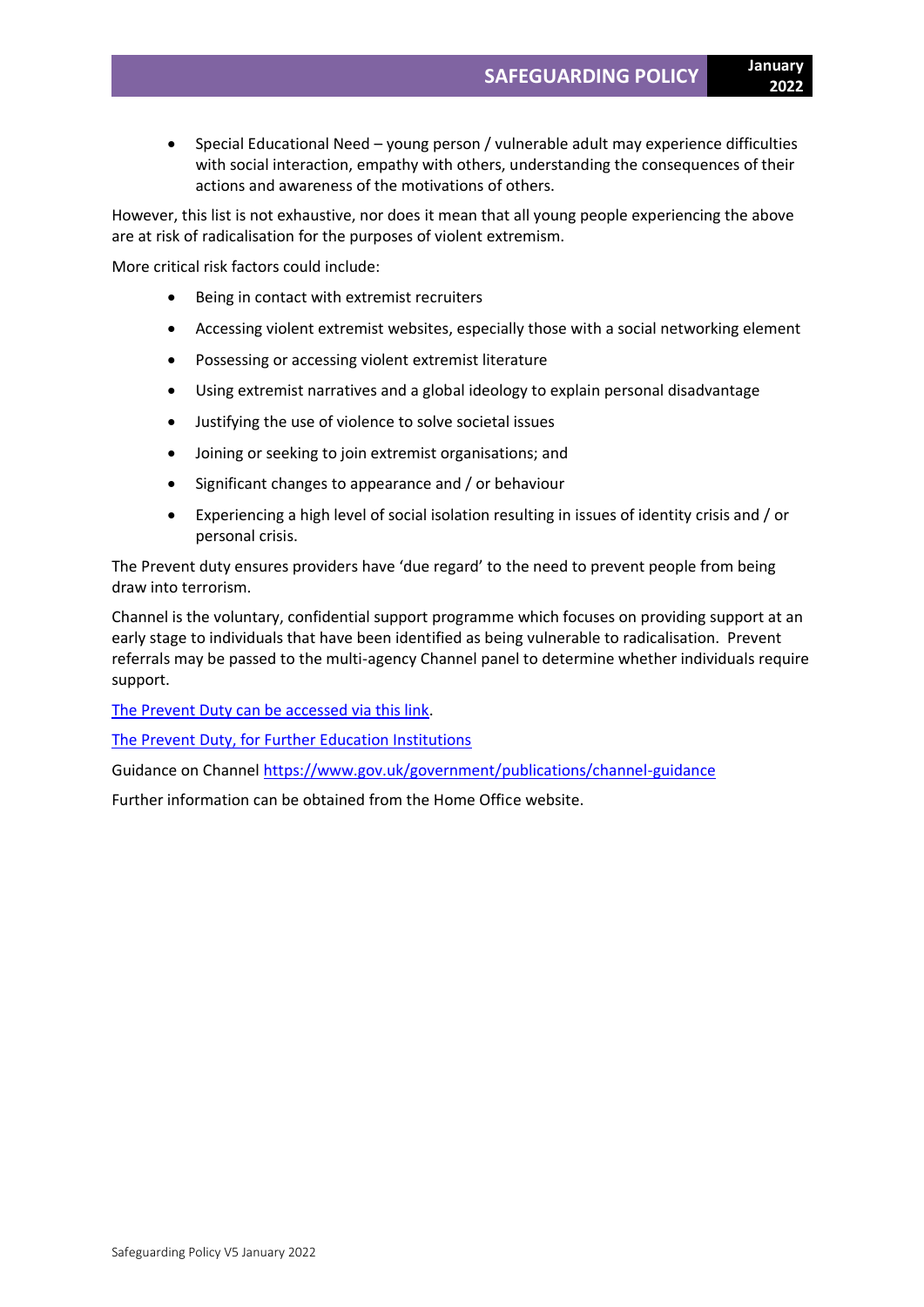- Special Educational Need – young person / vulnerable adult may experience difficulties with social interaction, empathy with others, understanding the consequences of their actions and awareness of the motivations of others.

However, this list is not exhaustive, nor does it mean that all young people experiencing the above are at risk of radicalisation for the purposes of violent extremism.

More critical risk factors could include:

- Being in contact with extremist recruiters
- Accessing violent extremist websites, especially those with a social networking element
- Possessing or accessing violent extremist literature
- Using extremist narratives and a global ideology to explain personal disadvantage
- Justifying the use of violence to solve societal issues
- Joining or seeking to join extremist organisations; and
- Significant changes to appearance and / or behaviour
- Experiencing a high level of social isolation resulting in issues of identity crisis and / or personal crisis.

The Prevent duty ensures providers have 'due regard' to the need to prevent people from being draw into terrorism.

Channel is the voluntary, confidential support programme which focuses on providing support at an early stage to individuals that have been identified as being vulnerable to radicalisation. Prevent referrals may be passed to the multi-agency Channel panel to determine whether individuals require support.

The Prevent Duty can be accessed via this link.

The Prevent Duty, for Further Education Institutions

Guidance on Channel https://www.gov.uk/government/publications/channel-guidance

Further information can be obtained from the Home Office website.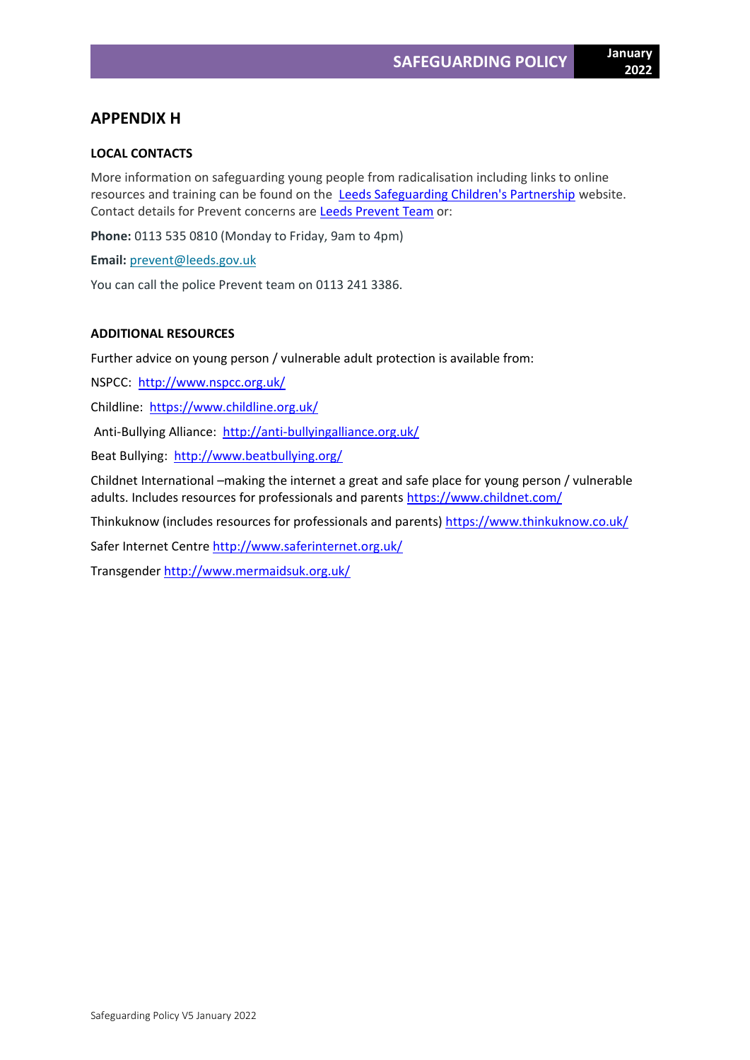## APPENDIX H

### LOCAL CONTACTS

More information on safeguarding young people from radicalisation including links to online resources and training can be found on the Leeds Safeguarding Children's Partnership website. Contact details for Prevent concerns are Leeds Prevent Team or:

**Phone:** 0113 535 0810 (Monday to Friday, 9am to 4pm)

**Email:** prevent@leeds.gov.uk

You can call the police Prevent team on 0113 241 3386.

### ADDITIONAL RESOURCES

Further advice on young person / vulnerable adult protection is available from:

NSPCC: http://www.nspcc.org.uk/

Childline: https://www.childline.org.uk/

Anti-Bullying Alliance: http://anti-bullyingalliance.org.uk/

Beat Bullying: http://www.beatbullying.org/

Childnet International –making the internet a great and safe place for young person / vulnerable adults. Includes resources for professionals and parents https://www.childnet.com/

Thinkuknow (includes resources for professionals and parents) https://www.thinkuknow.co.uk/

Safer Internet Centre http://www.saferinternet.org.uk/

Transgender http://www.mermaidsuk.org.uk/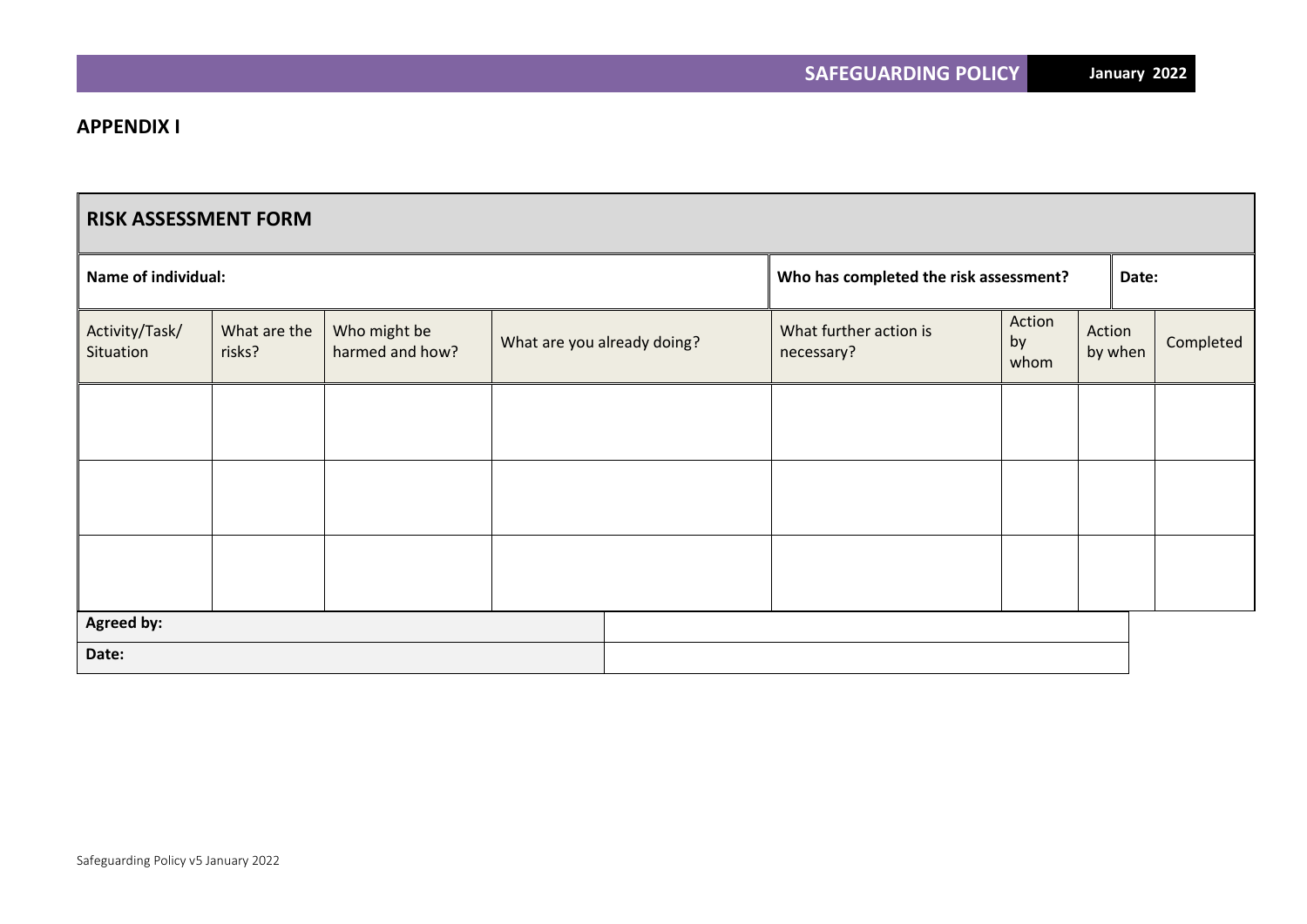## APPENDIX I

| RISK ASSESSMENT FORM | | | | | | | |
|---|---|---|---|---|---|---|---|
| **Name of individual:** | | | | **Who has completed the risk assessment?** | | | **Date:** |
| Activity/Task/ Situation | What are the risks? | Who might be harmed and how? | What are you already doing? | What further action is necessary? | Action by whom | Action by when | Completed |
| | | | | | | | |
| | | | | | | | |
| | | | | | | | |

| | |
|---|---|
| **Agreed by:** | |
| **Date:** | |